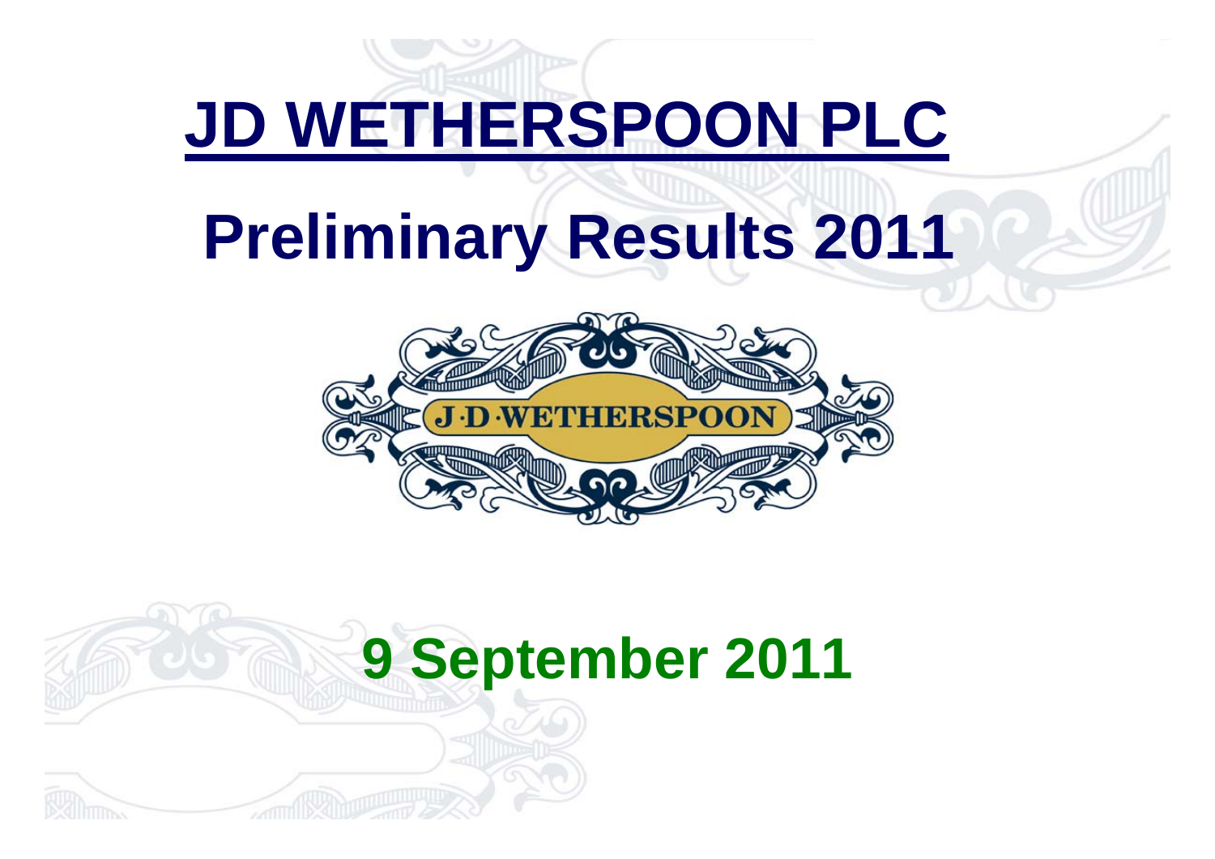# JD WETHERSPOON PLC

# Preliminary Results 2011

J·D·WETHERSPOON

## 9 September 2011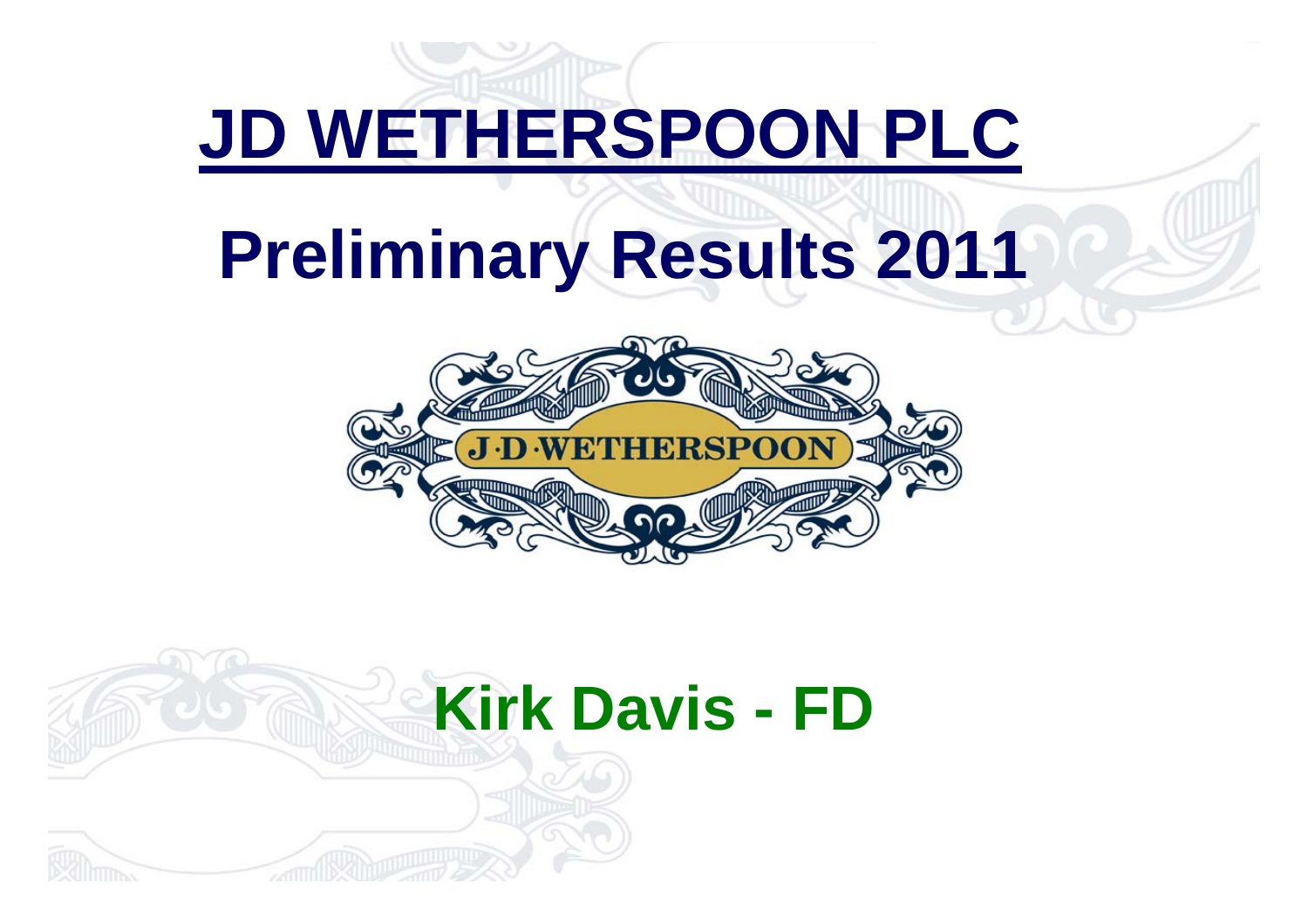# JD WETHERSPOON PLC

# Preliminary Results 2011

## Kirk Davis - FD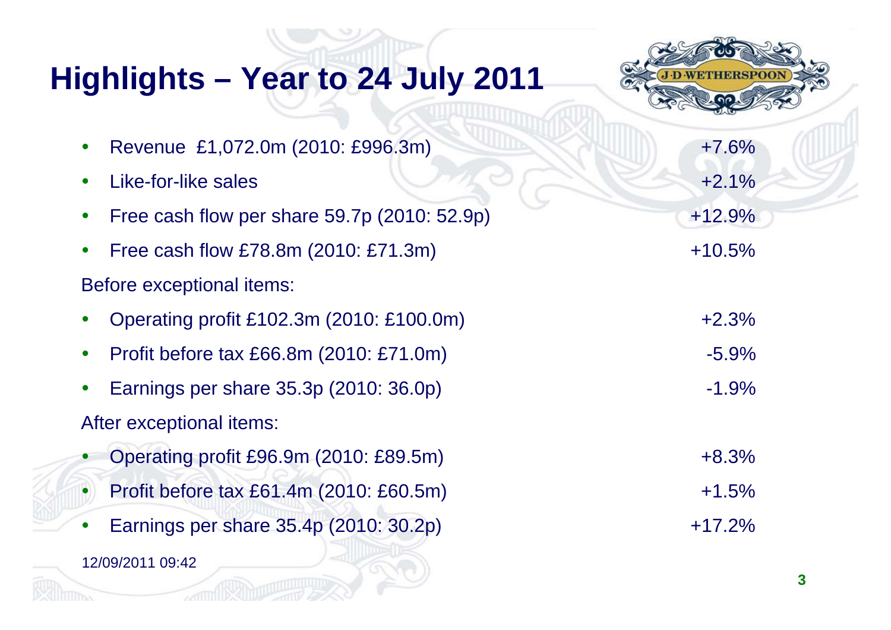# Highlights – Year to 24 July 2011

- Revenue £1,072.0m (2010: £996.3m) +7.6%
- Like-for-like sales +2.1%
- Free cash flow per share 59.7p (2010: 52.9p) +12.9%
- Free cash flow £78.8m (2010: £71.3m) +10.5%

Before exceptional items:

- Operating profit £102.3m (2010: £100.0m) +2.3%
- Profit before tax £66.8m (2010: £71.0m) -5.9%
- Earnings per share 35.3p (2010: 36.0p) -1.9%

After exceptional items:

- Operating profit £96.9m (2010: £89.5m) +8.3%
- Profit before tax £61.4m (2010: £60.5m) +1.5%
- Earnings per share 35.4p (2010: 30.2p) +17.2%

12/09/2011 09:42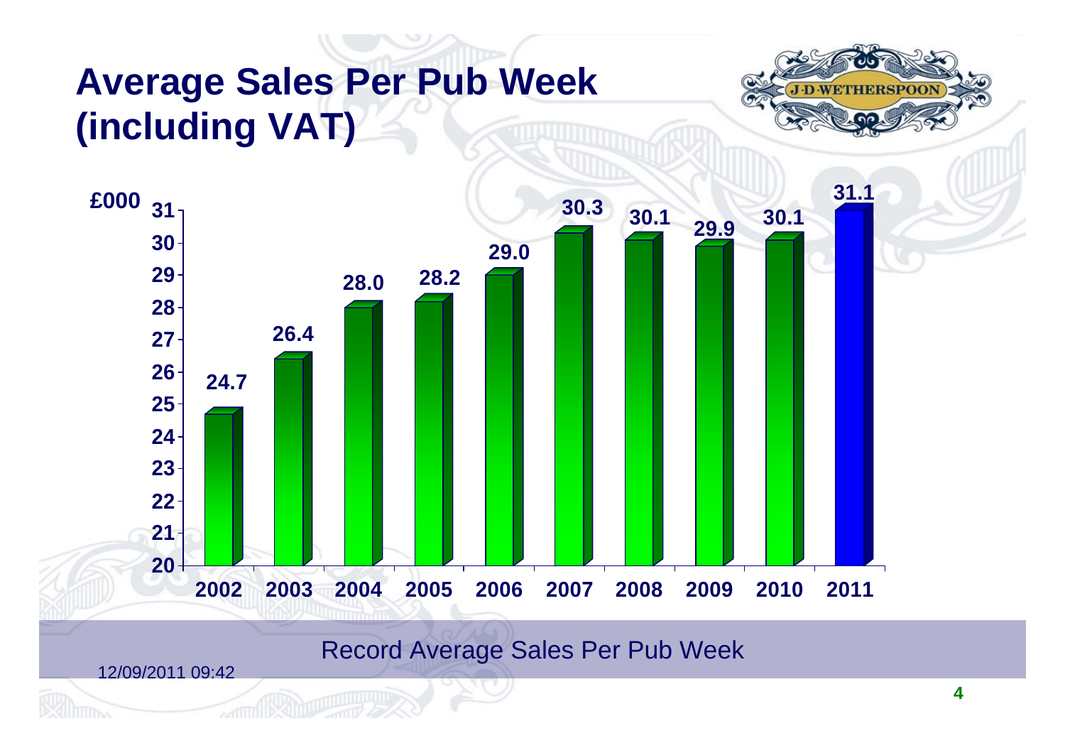# Average Sales Per Pub Week (including VAT)

£000

| Year | Average Sales Per Pub Week (£000) |
|---|---|
| 2002 | 24.7 |
| 2003 | 26.4 |
| 2004 | 28.0 |
| 2005 | 28.2 |
| 2006 | 29.0 |
| 2007 | 30.3 |
| 2008 | 30.1 |
| 2009 | 29.9 |
| 2010 | 30.1 |
| 2011 | 31.1 |

Record Average Sales Per Pub Week

12/09/2011 09:42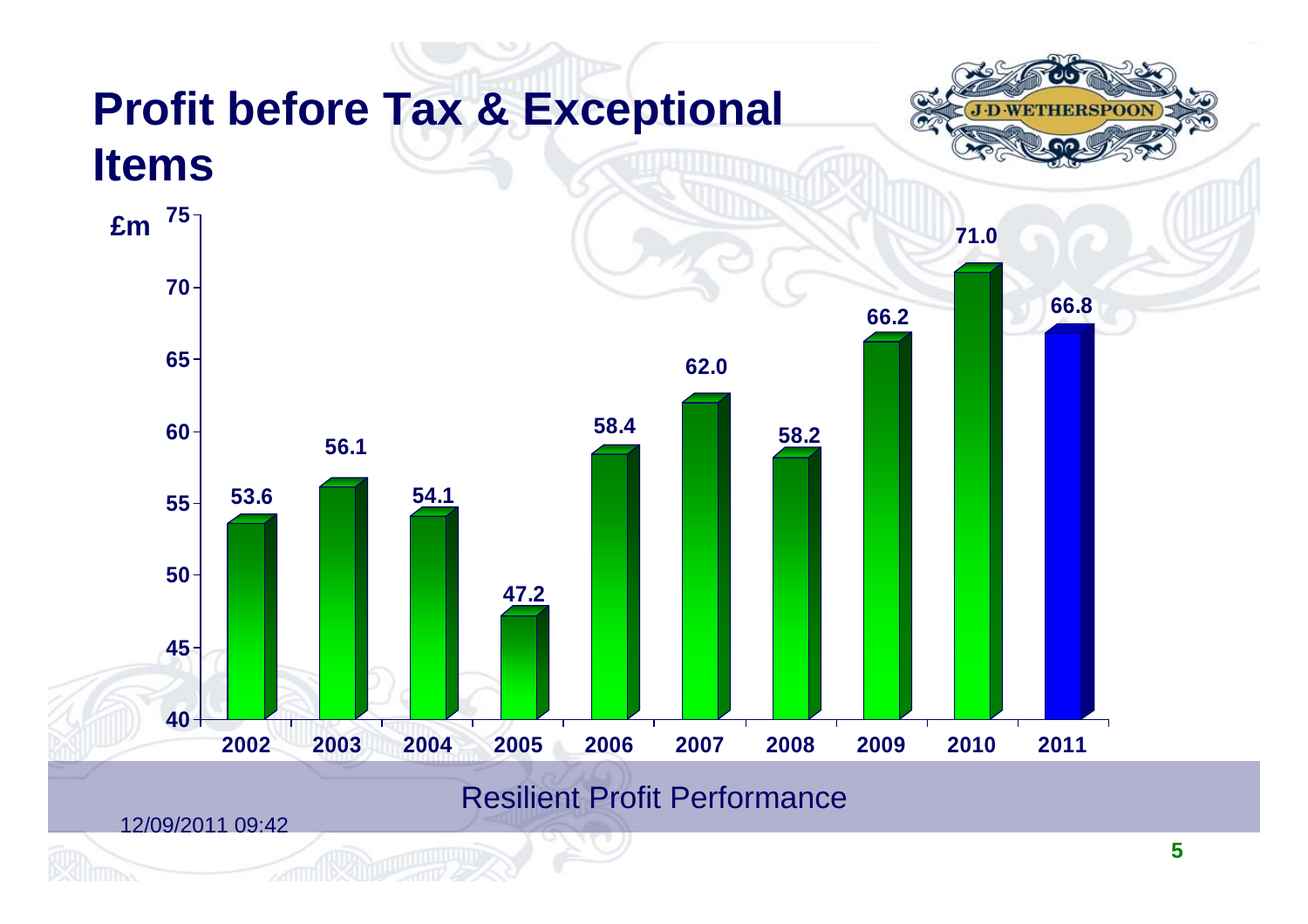# Profit before Tax & Exceptional Items

£m

| Year | Profit (£m) |
|---|---|
| 2002 | 53.6 |
| 2003 | 56.1 |
| 2004 | 54.1 |
| 2005 | 47.2 |
| 2006 | 58.4 |
| 2007 | 62.0 |
| 2008 | 58.2 |
| 2009 | 66.2 |
| 2010 | 71.0 |
| 2011 | 66.8 |

Resilient Profit Performance

12/09/2011 09:42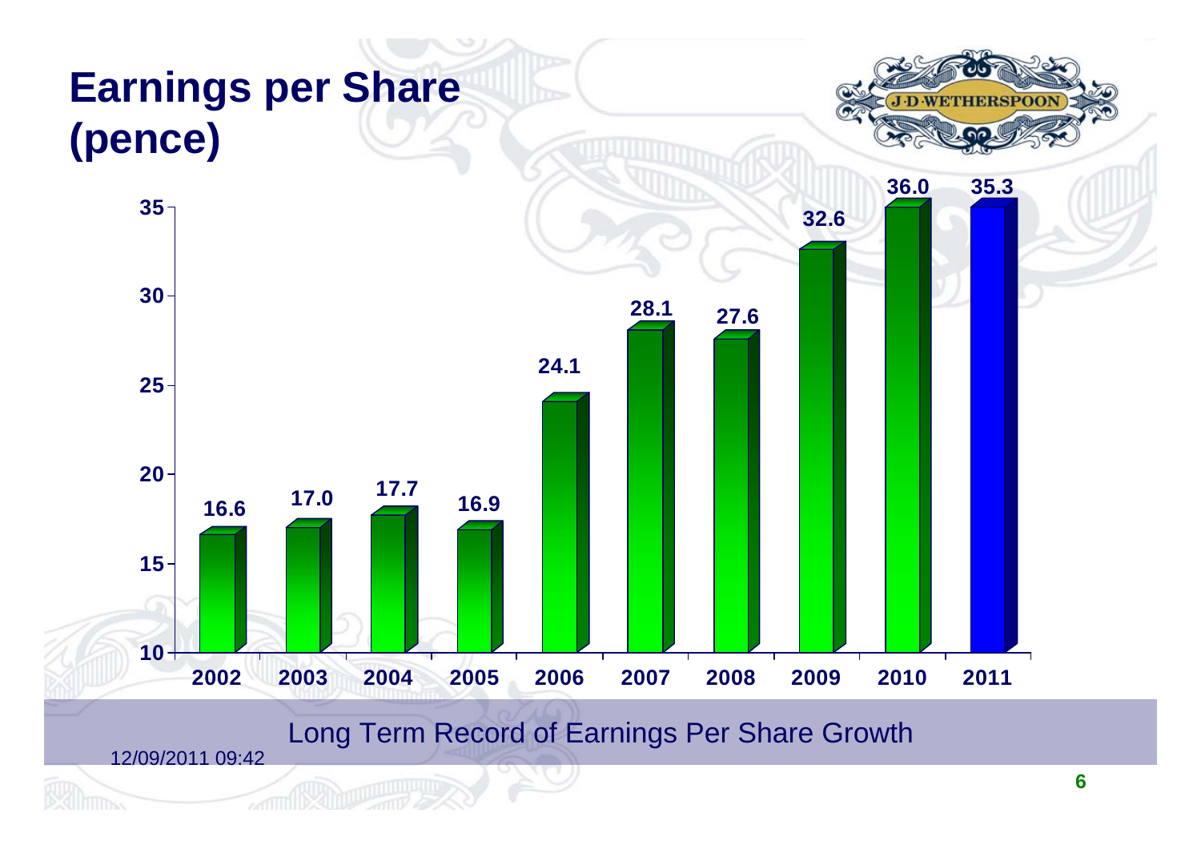# Earnings per Share (pence)

| Year | EPS (pence) |
|---|---|
| 2002 | 16.6 |
| 2003 | 17.0 |
| 2004 | 17.7 |
| 2005 | 16.9 |
| 2006 | 24.1 |
| 2007 | 28.1 |
| 2008 | 27.6 |
| 2009 | 32.6 |
| 2010 | 36.0 |
| 2011 | 35.3 |

Long Term Record of Earnings Per Share Growth

12/09/2011 09:42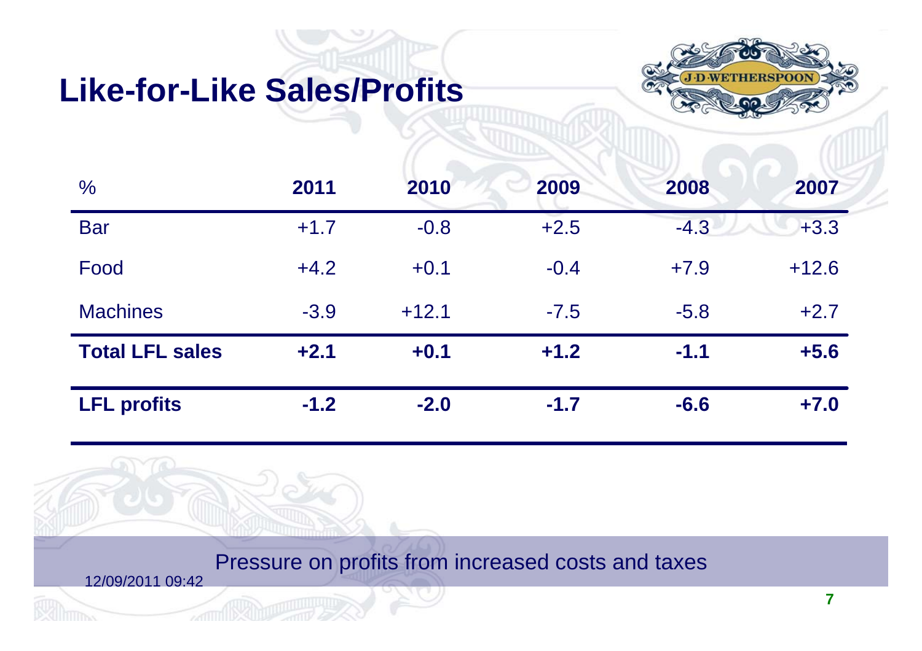# Like-for-Like Sales/Profits

| % | 2011 | 2010 | 2009 | 2008 | 2007 |
|---|---|---|---|---|---|
| Bar | +1.7 | -0.8 | +2.5 | -4.3 | +3.3 |
| Food | +4.2 | +0.1 | -0.4 | +7.9 | +12.6 |
| Machines | -3.9 | +12.1 | -7.5 | -5.8 | +2.7 |
| **Total LFL sales** | **+2.1** | **+0.1** | **+1.2** | **-1.1** | **+5.6** |
| **LFL profits** | **-1.2** | **-2.0** | **-1.7** | **-6.6** | **+7.0** |

Pressure on profits from increased costs and taxes

12/09/2011 09:42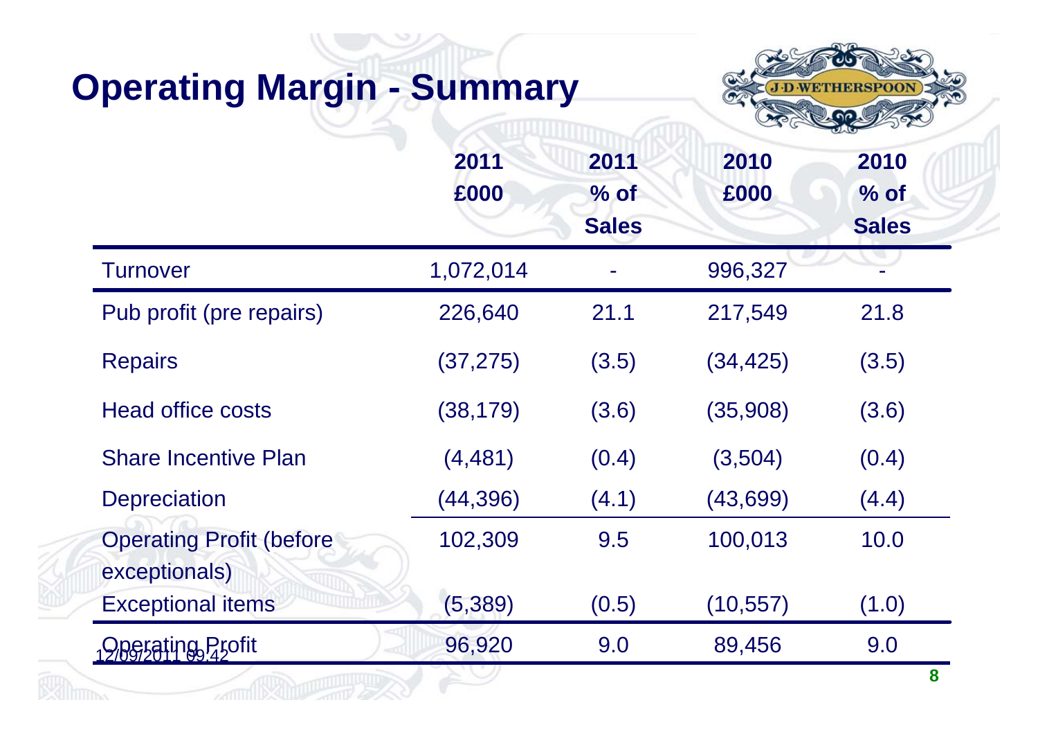# Operating Margin - Summary

| | 2011 £000 | 2011 % of Sales | 2010 £000 | 2010 % of Sales |
|---|---|---|---|---|
| Turnover | 1,072,014 | - | 996,327 | - |
| Pub profit (pre repairs) | 226,640 | 21.1 | 217,549 | 21.8 |
| Repairs | (37,275) | (3.5) | (34,425) | (3.5) |
| Head office costs | (38,179) | (3.6) | (35,908) | (3.6) |
| Share Incentive Plan | (4,481) | (0.4) | (3,504) | (0.4) |
| Depreciation | (44,396) | (4.1) | (43,699) | (4.4) |
| Operating Profit (before exceptionals) | 102,309 | 9.5 | 100,013 | 10.0 |
| Exceptional items | (5,389) | (0.5) | (10,557) | (1.0) |
| Operating Profit | 96,920 | 9.0 | 89,456 | 9.0 |

12/09/2011 09:42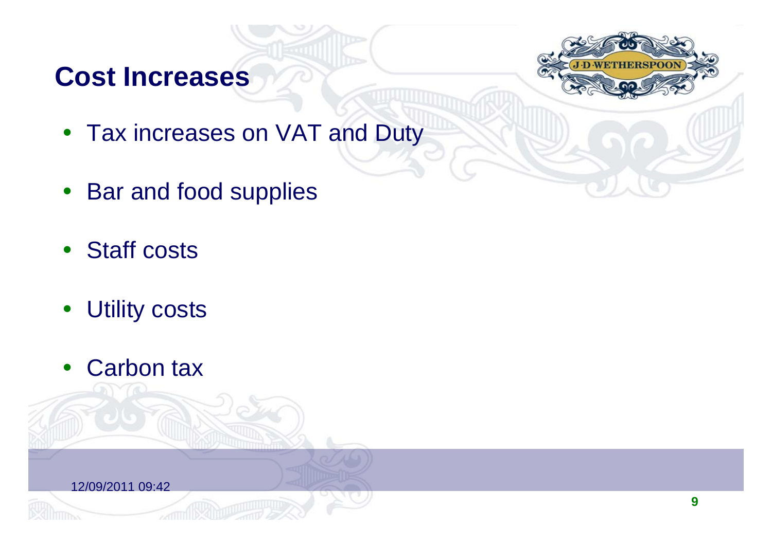## Cost Increases

- Tax increases on VAT and Duty
- Bar and food supplies
- Staff costs
- Utility costs
- Carbon tax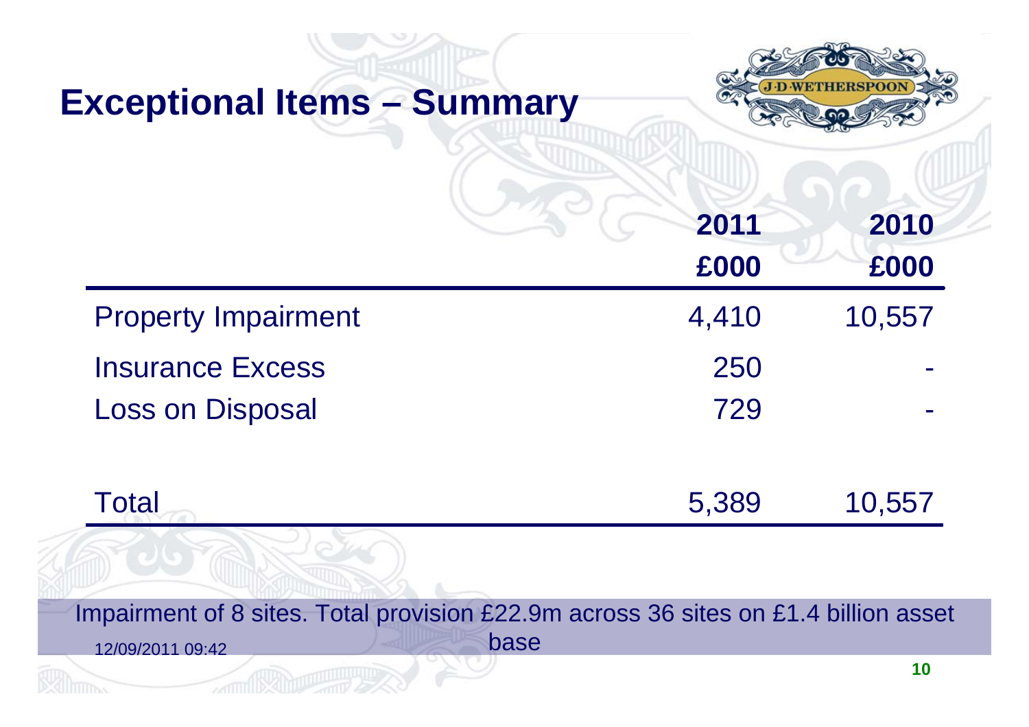## Exceptional Items – Summary

| | 2011 £000 | 2010 £000 |
|---|---|---|
| Property Impairment | 4,410 | 10,557 |
| Insurance Excess | 250 | - |
| Loss on Disposal | 729 | - |
| Total | 5,389 | 10,557 |

Impairment of 8 sites. Total provision £22.9m across 36 sites on £1.4 billion asset base

12/09/2011 09:42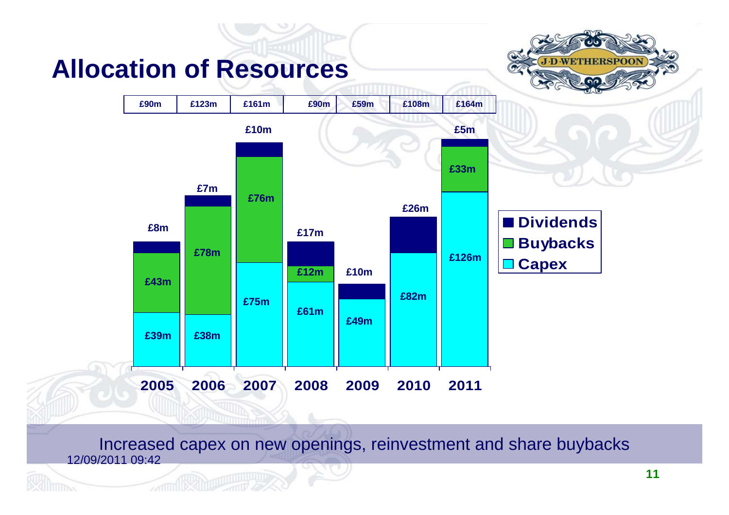# Allocation of Resources

| | 2005 | 2006 | 2007 | 2008 | 2009 | 2010 | 2011 |
|---|---|---|---|---|---|---|---|
| Total | £90m | £123m | £161m | £90m | £59m | £108m | £164m |
| Dividends | £8m | £7m | £10m | £17m | £10m | £26m | £5m |
| Buybacks | £43m | £78m | £76m | £12m | | | £33m |
| Capex | £39m | £38m | £75m | £61m | £49m | £82m | £126m |

Increased capex on new openings, reinvestment and share buybacks

12/09/2011 09:42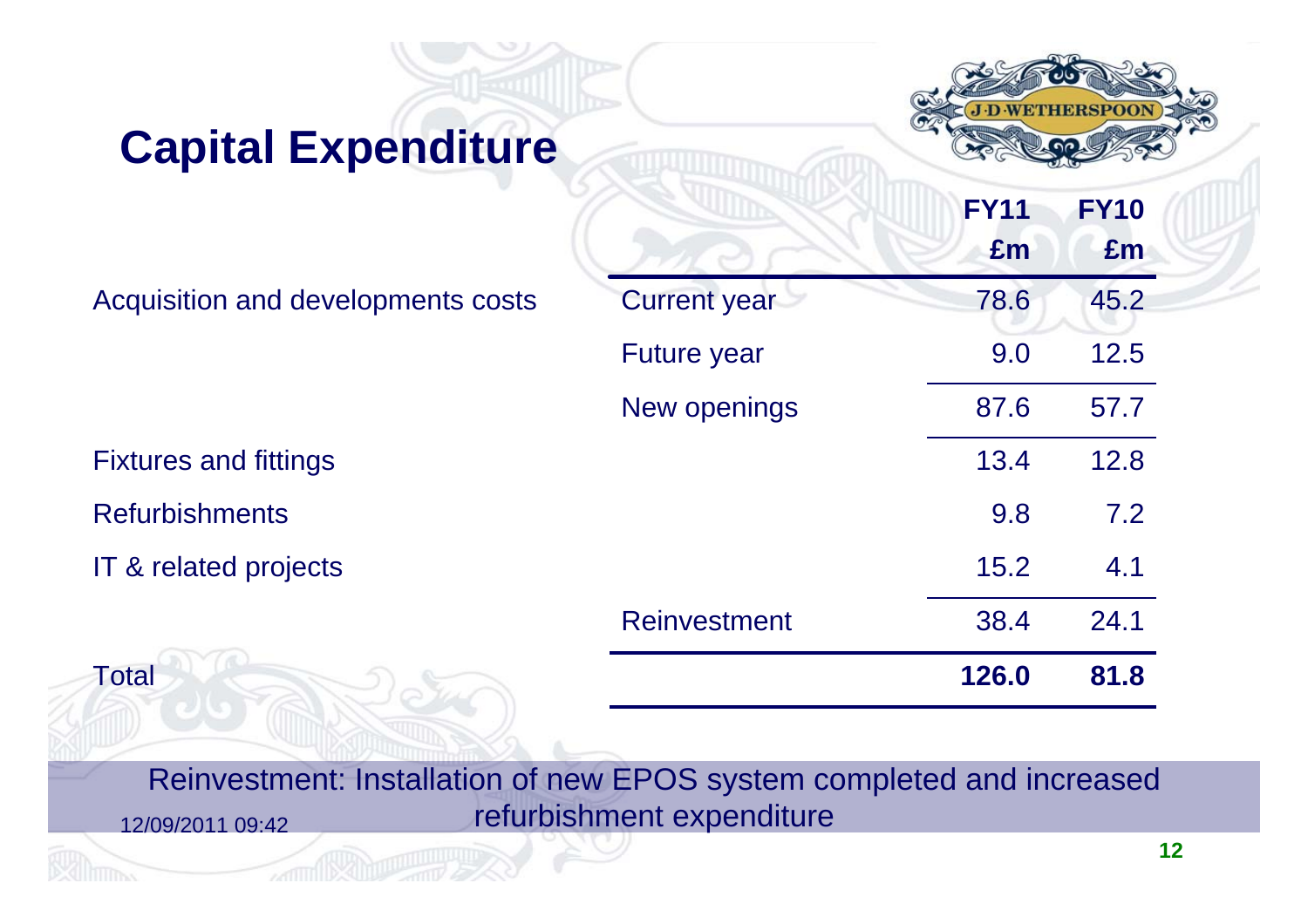# Capital Expenditure

| | | FY11 £m | FY10 £m |
|---|---|---|---|
| Acquisition and developments costs | Current year | 78.6 | 45.2 |
| | Future year | 9.0 | 12.5 |
| | New openings | 87.6 | 57.7 |
| Fixtures and fittings | | 13.4 | 12.8 |
| Refurbishments | | 9.8 | 7.2 |
| IT & related projects | | 15.2 | 4.1 |
| | Reinvestment | 38.4 | 24.1 |
| Total | | **126.0** | **81.8** |

Reinvestment: Installation of new EPOS system completed and increased refurbishment expenditure

12/09/2011 09:42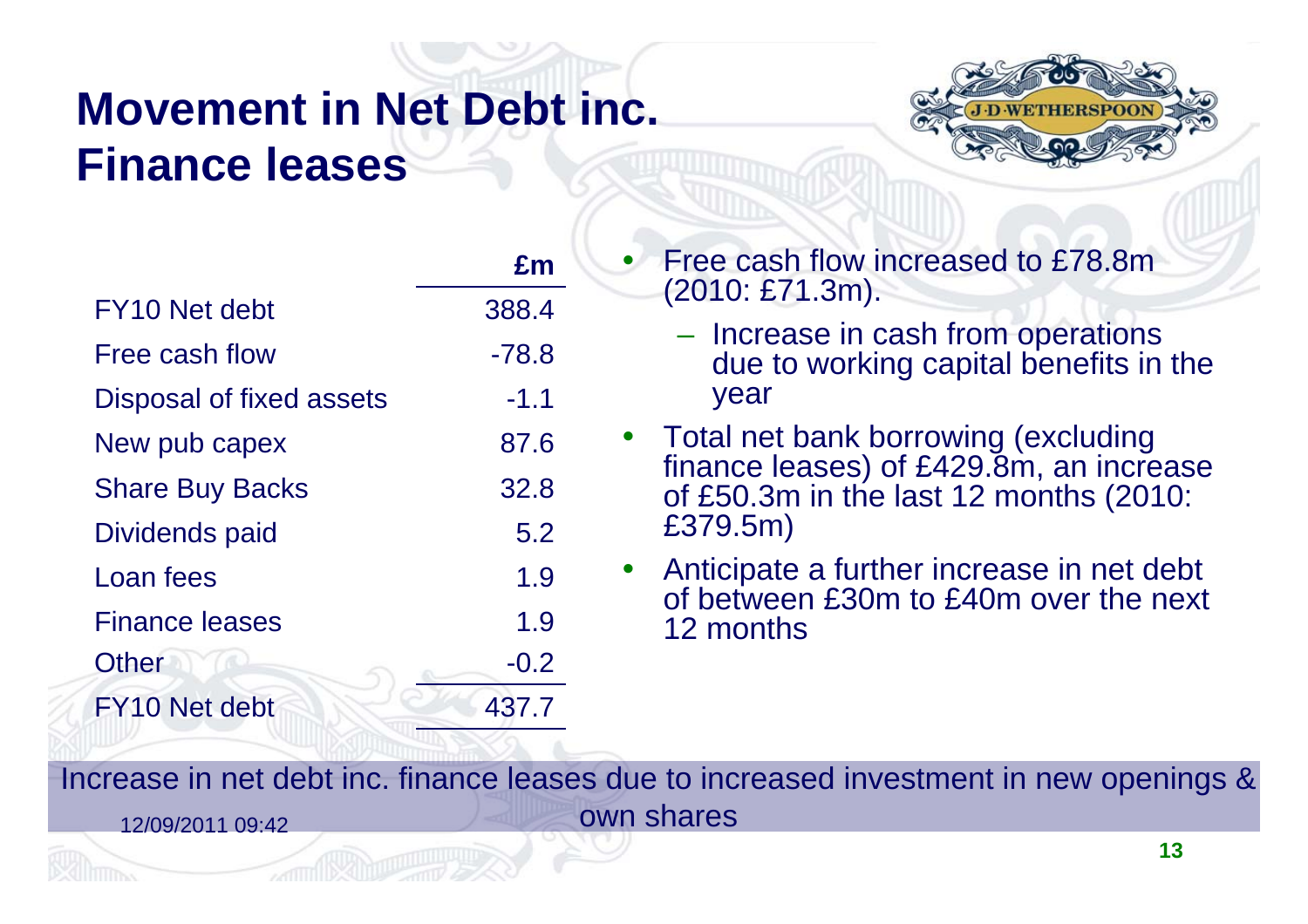# Movement in Net Debt inc. Finance leases

| | £m |
|---|---|
| FY10 Net debt | 388.4 |
| Free cash flow | -78.8 |
| Disposal of fixed assets | -1.1 |
| New pub capex | 87.6 |
| Share Buy Backs | 32.8 |
| Dividends paid | 5.2 |
| Loan fees | 1.9 |
| Finance leases | 1.9 |
| Other | -0.2 |
| FY10 Net debt | 437.7 |

- Free cash flow increased to £78.8m (2010: £71.3m).
  - Increase in cash from operations due to working capital benefits in the year
- Total net bank borrowing (excluding finance leases) of £429.8m, an increase of £50.3m in the last 12 months (2010: £379.5m)
- Anticipate a further increase in net debt of between £30m to £40m over the next 12 months

Increase in net debt inc. finance leases due to increased investment in new openings & own shares

12/09/2011 09:42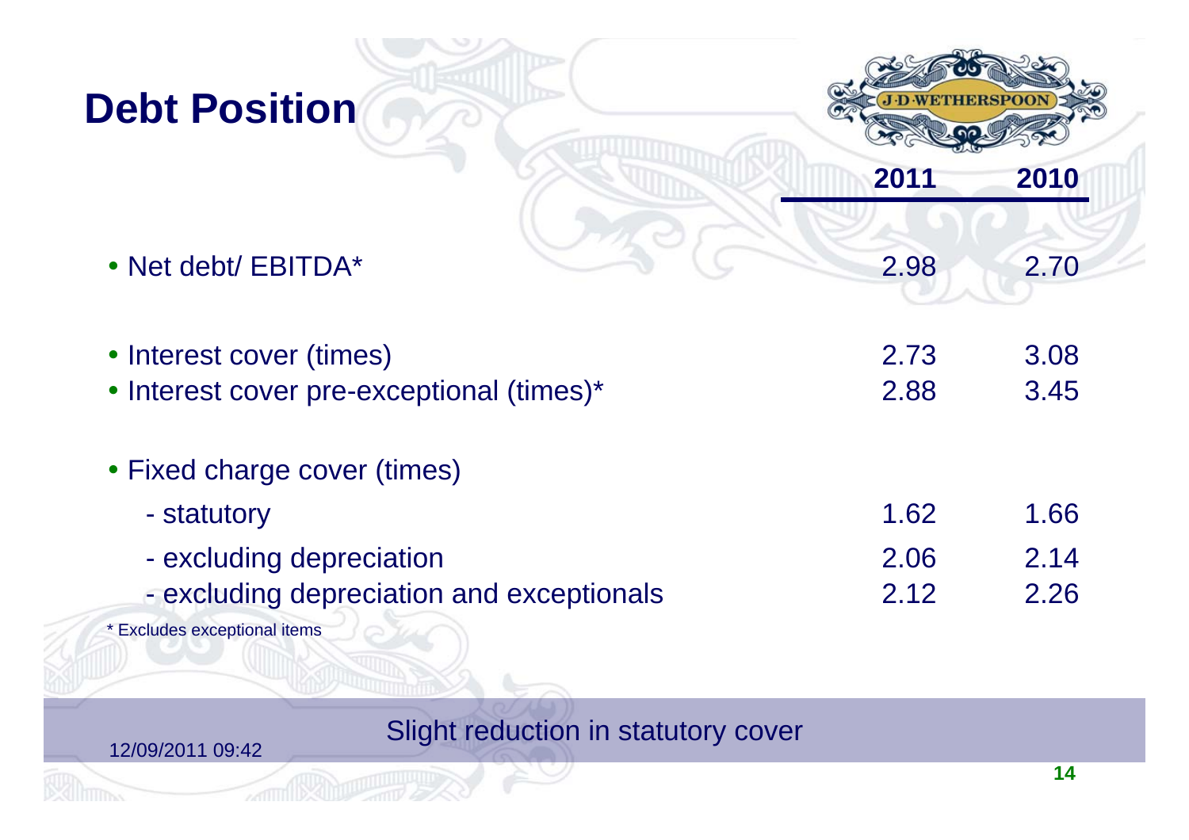# Debt Position

| | 2011 | 2010 |
|---|---|---|
| • Net debt/ EBITDA* | 2.98 | 2.70 |
| • Interest cover (times) | 2.73 | 3.08 |
| • Interest cover pre-exceptional (times)* | 2.88 | 3.45 |
| • Fixed charge cover (times) | | |
| - statutory | 1.62 | 1.66 |
| - excluding depreciation | 2.06 | 2.14 |
| - excluding depreciation and exceptionals | 2.12 | 2.26 |

\* Excludes exceptional items

Slight reduction in statutory cover

12/09/2011 09:42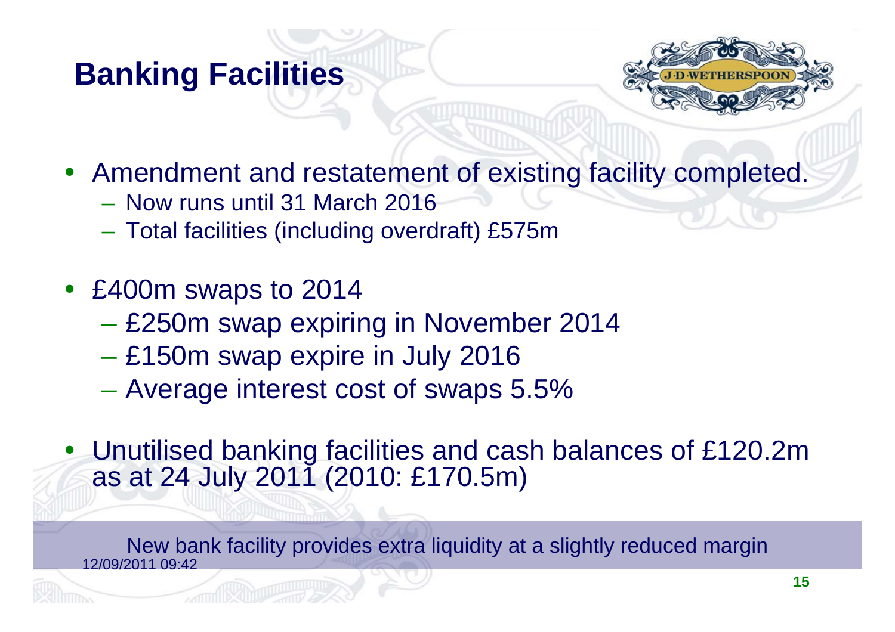# Banking Facilities

- Amendment and restatement of existing facility completed.
  - Now runs until 31 March 2016
  - Total facilities (including overdraft) £575m
- £400m swaps to 2014
  - £250m swap expiring in November 2014
  - £150m swap expire in July 2016
  - Average interest cost of swaps 5.5%
- Unutilised banking facilities and cash balances of £120.2m as at 24 July 2011 (2010: £170.5m)

New bank facility provides extra liquidity at a slightly reduced margin

12/09/2011 09:42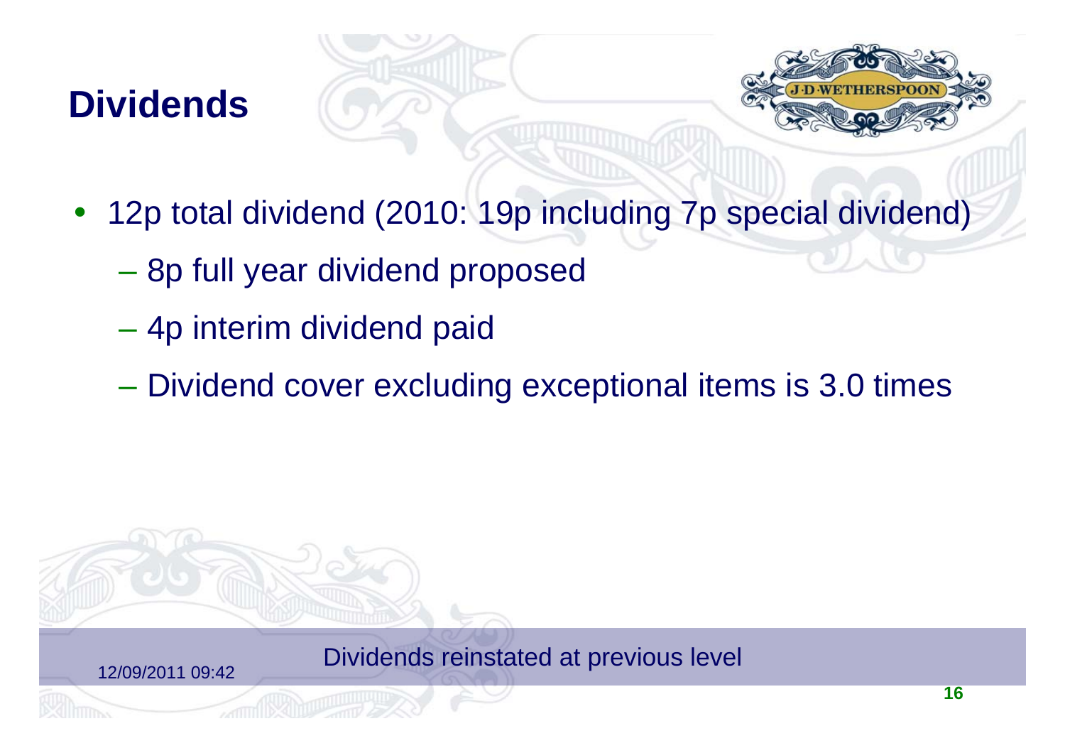# Dividends

- 12p total dividend (2010: 19p including 7p special dividend)
  - 8p full year dividend proposed
  - 4p interim dividend paid
  - Dividend cover excluding exceptional items is 3.0 times

Dividends reinstated at previous level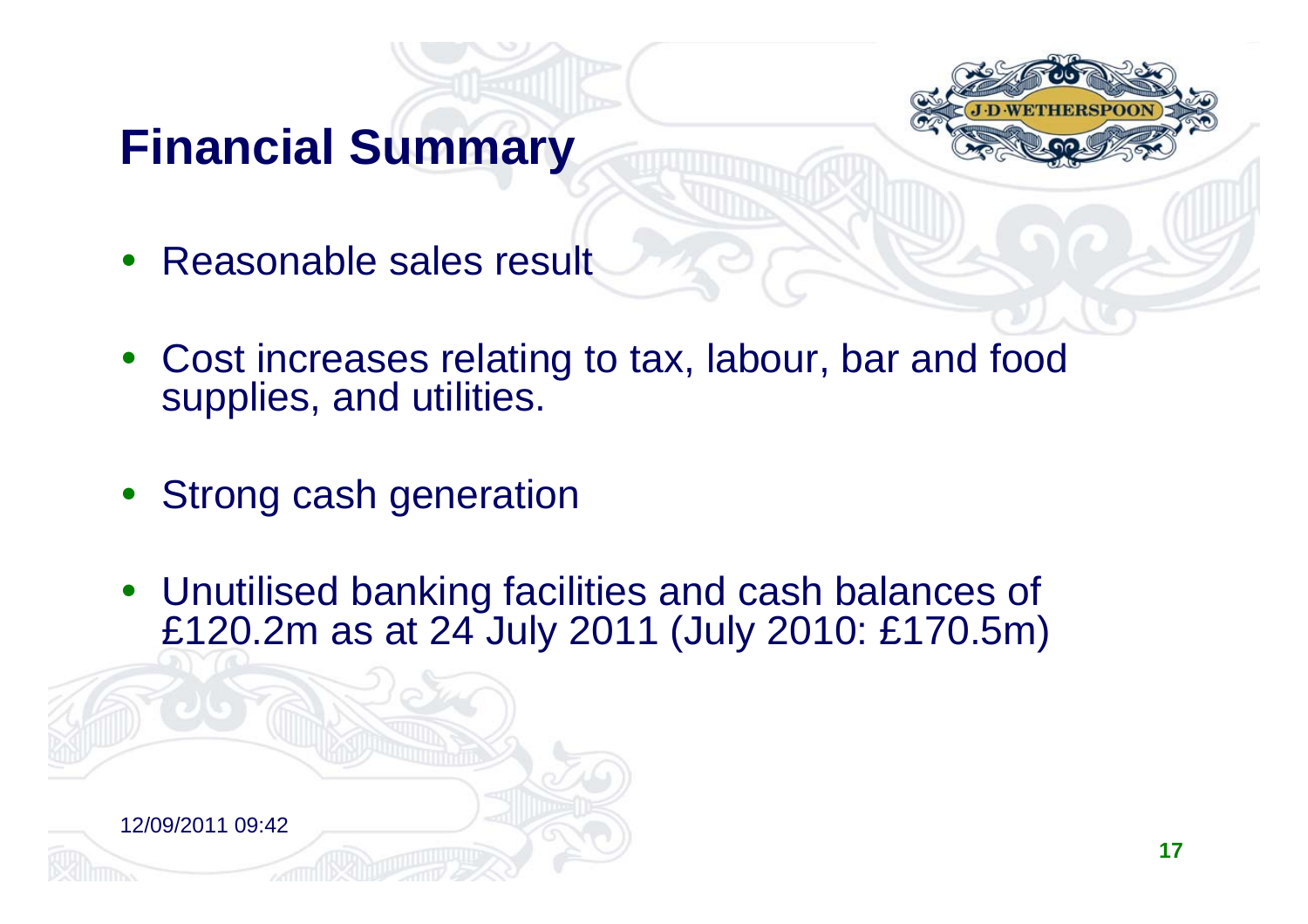# Financial Summary

- Reasonable sales result
- Cost increases relating to tax, labour, bar and food supplies, and utilities.
- Strong cash generation
- Unutilised banking facilities and cash balances of £120.2m as at 24 July 2011 (July 2010: £170.5m)

12/09/2011 09:42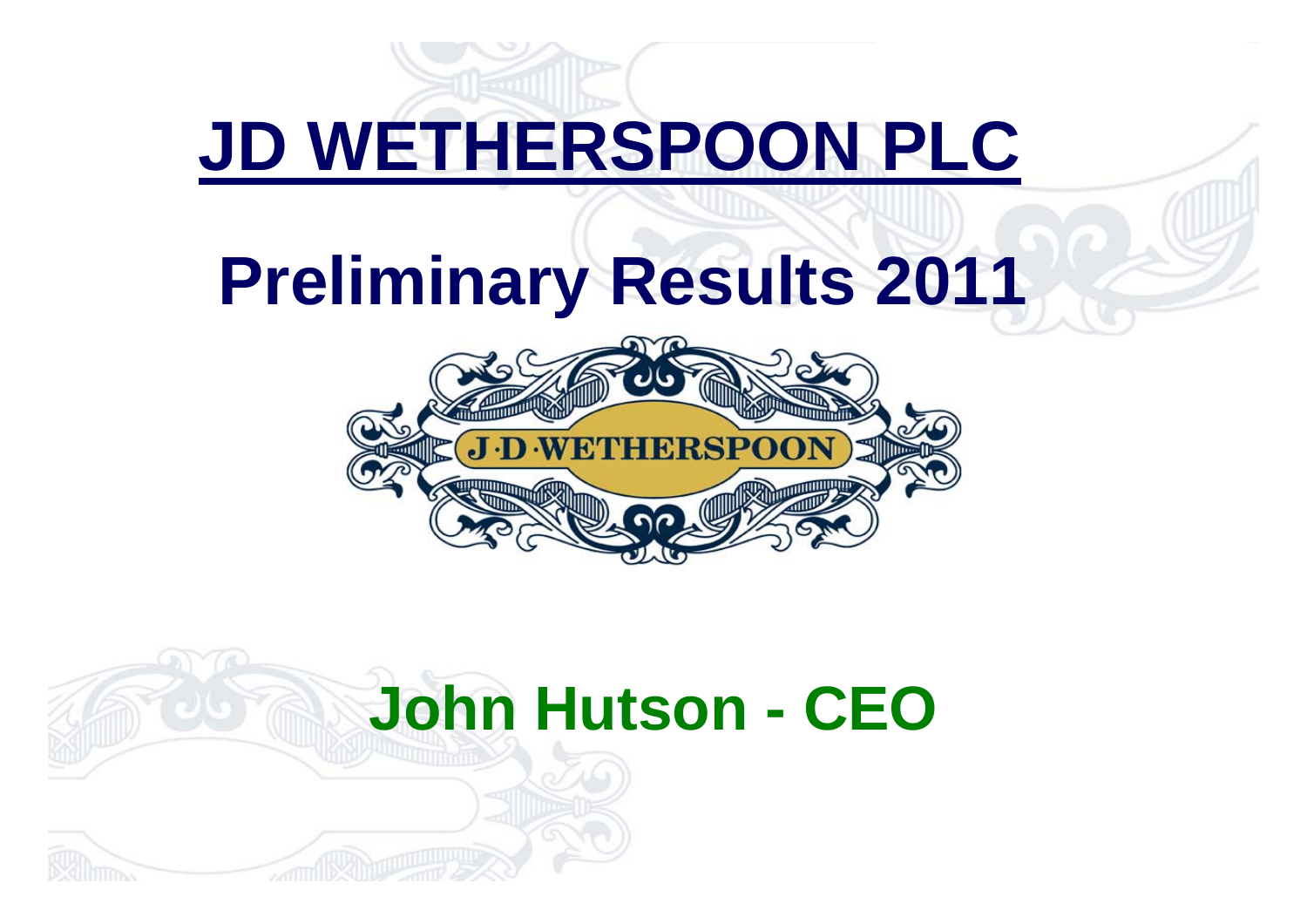# JD WETHERSPOON PLC

## Preliminary Results 2011

J·D·WETHERSPOON

## John Hutson - CEO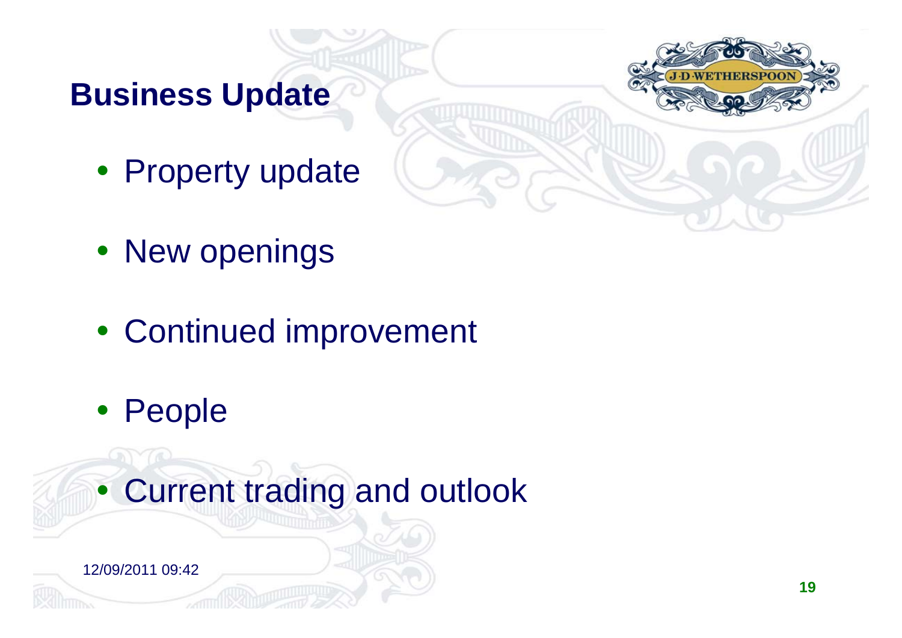## Business Update

- Property update
- New openings
- Continued improvement
- People
- Current trading and outlook

12/09/2011 09:42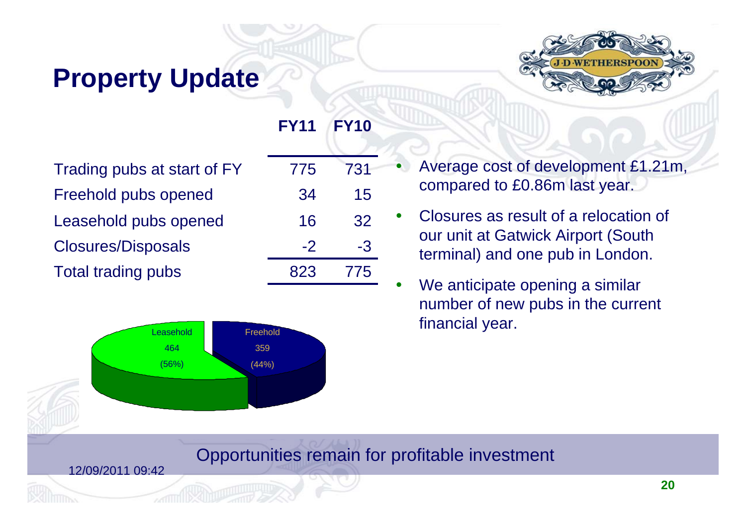# Property Update

| | FY11 | FY10 |
|---|---|---|
| Trading pubs at start of FY | 775 | 731 |
| Freehold pubs opened | 34 | 15 |
| Leasehold pubs opened | 16 | 32 |
| Closures/Disposals | -2 | -3 |
| Total trading pubs | 823 | 775 |

Leasehold 464 (56%)

Freehold 359 (44%)

- Average cost of development £1.21m, compared to £0.86m last year.
- Closures as result of a relocation of our unit at Gatwick Airport (South terminal) and one pub in London.
- We anticipate opening a similar number of new pubs in the current financial year.

Opportunities remain for profitable investment

12/09/2011 09:42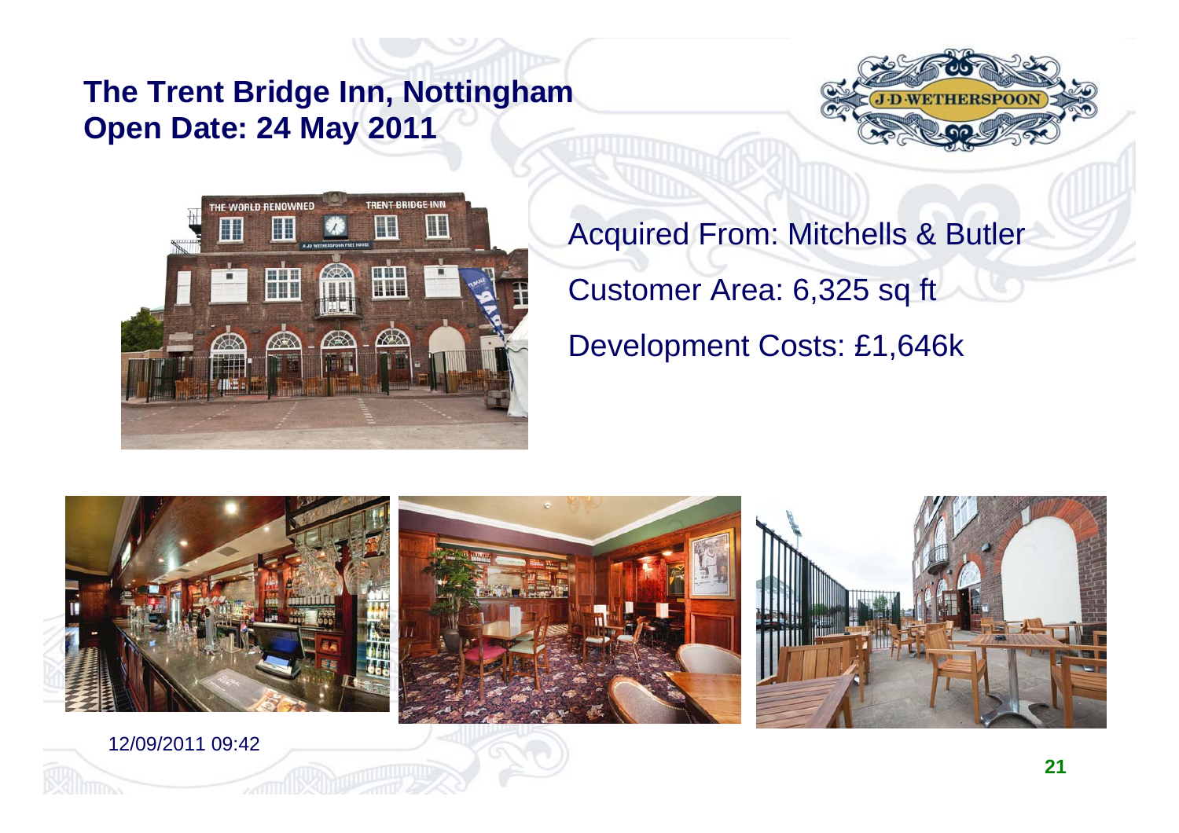# The Trent Bridge Inn, Nottingham
# Open Date: 24 May 2011

Acquired From: Mitchells & Butler

Customer Area: 6,325 sq ft

Development Costs: £1,646k

12/09/2011 09:42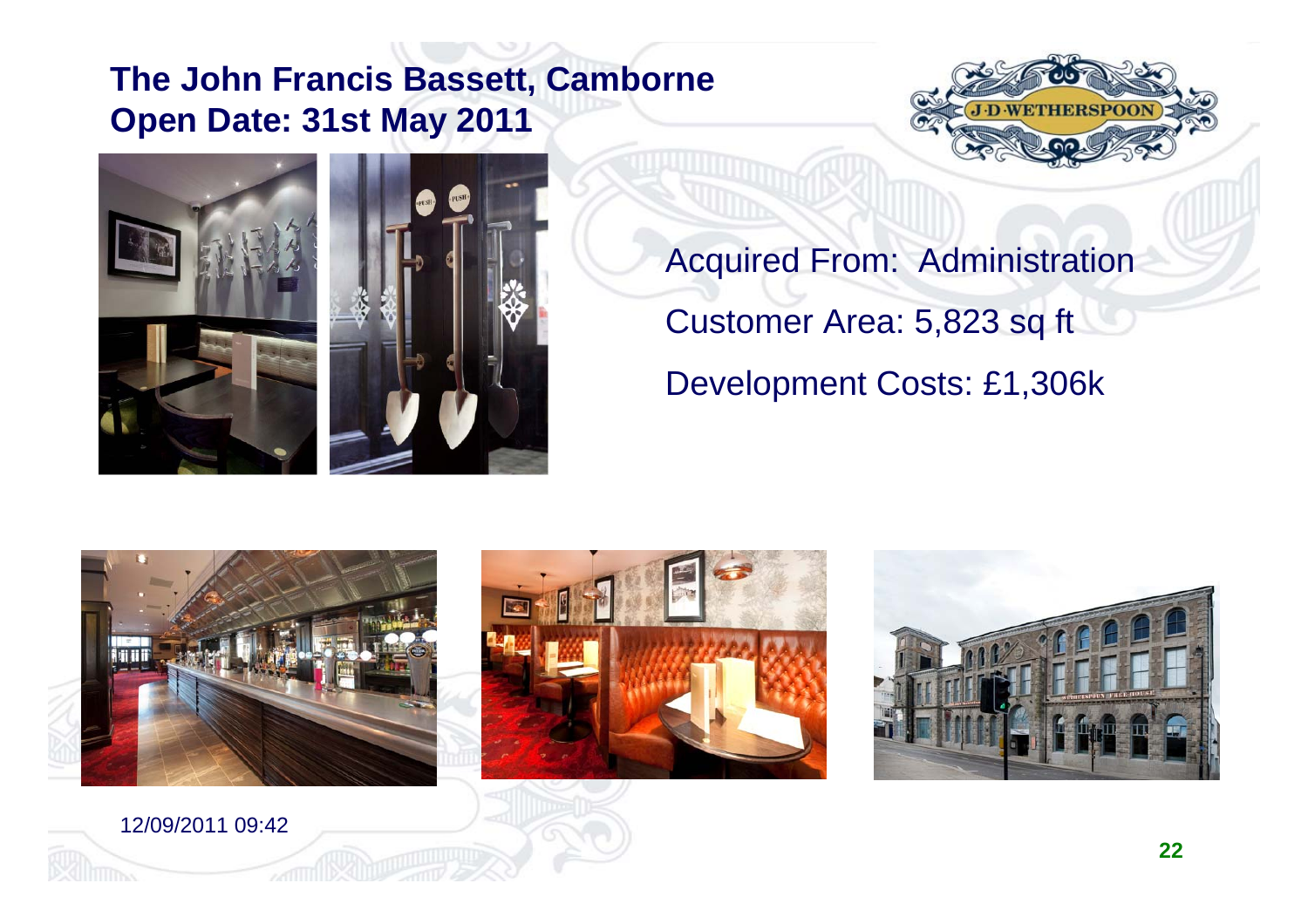## The John Francis Bassett, Camborne
## Open Date: 31st May 2011

Acquired From: Administration

Customer Area: 5,823 sq ft

Development Costs: £1,306k

12/09/2011 09:42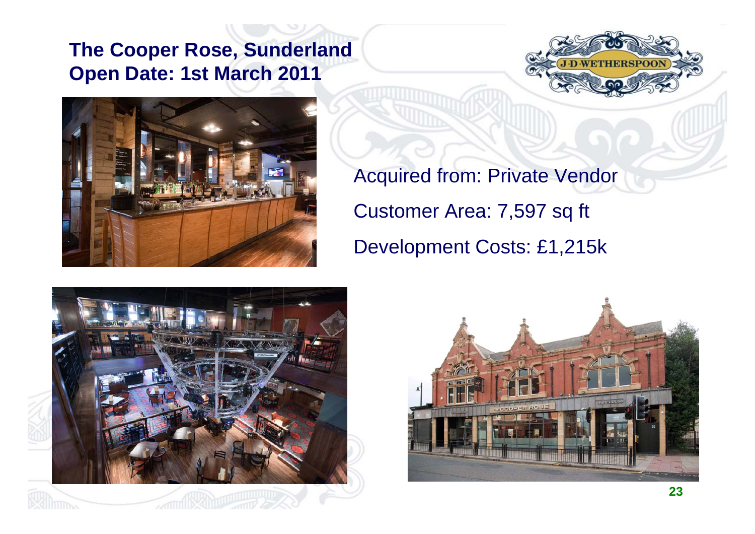## The Cooper Rose, Sunderland
## Open Date: 1st March 2011

Acquired from: Private Vendor

Customer Area: 7,597 sq ft

Development Costs: £1,215k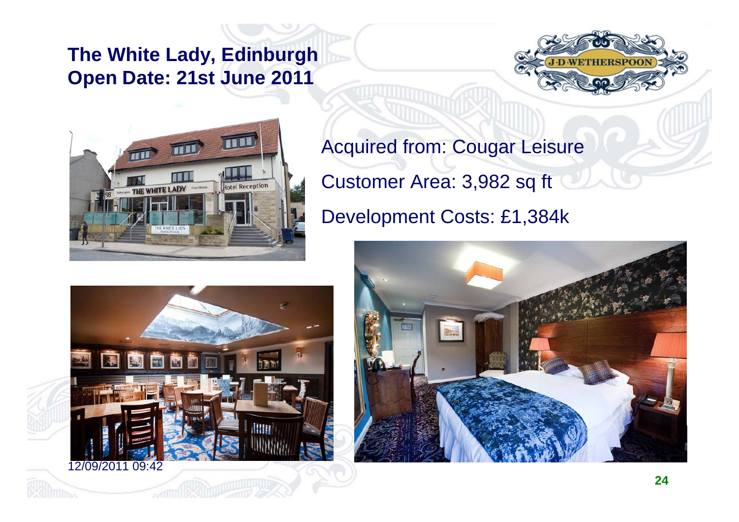# The White Lady, Edinburgh
# Open Date: 21st June 2011

Acquired from: Cougar Leisure

Customer Area: 3,982 sq ft

Development Costs: £1,384k

12/09/2011 09:42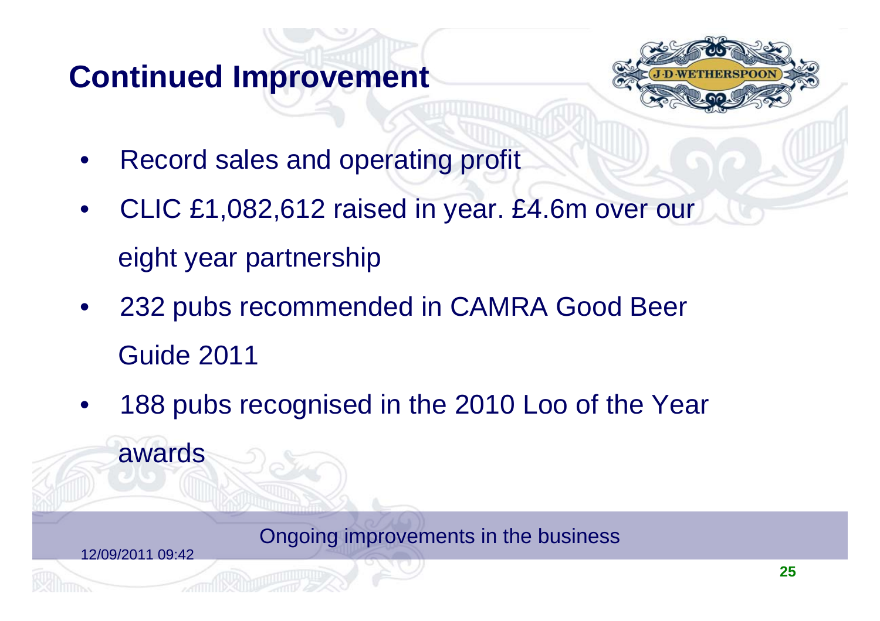# Continued Improvement

- Record sales and operating profit
- CLIC £1,082,612 raised in year. £4.6m over our eight year partnership
- 232 pubs recommended in CAMRA Good Beer Guide 2011
- 188 pubs recognised in the 2010 Loo of the Year awards

Ongoing improvements in the business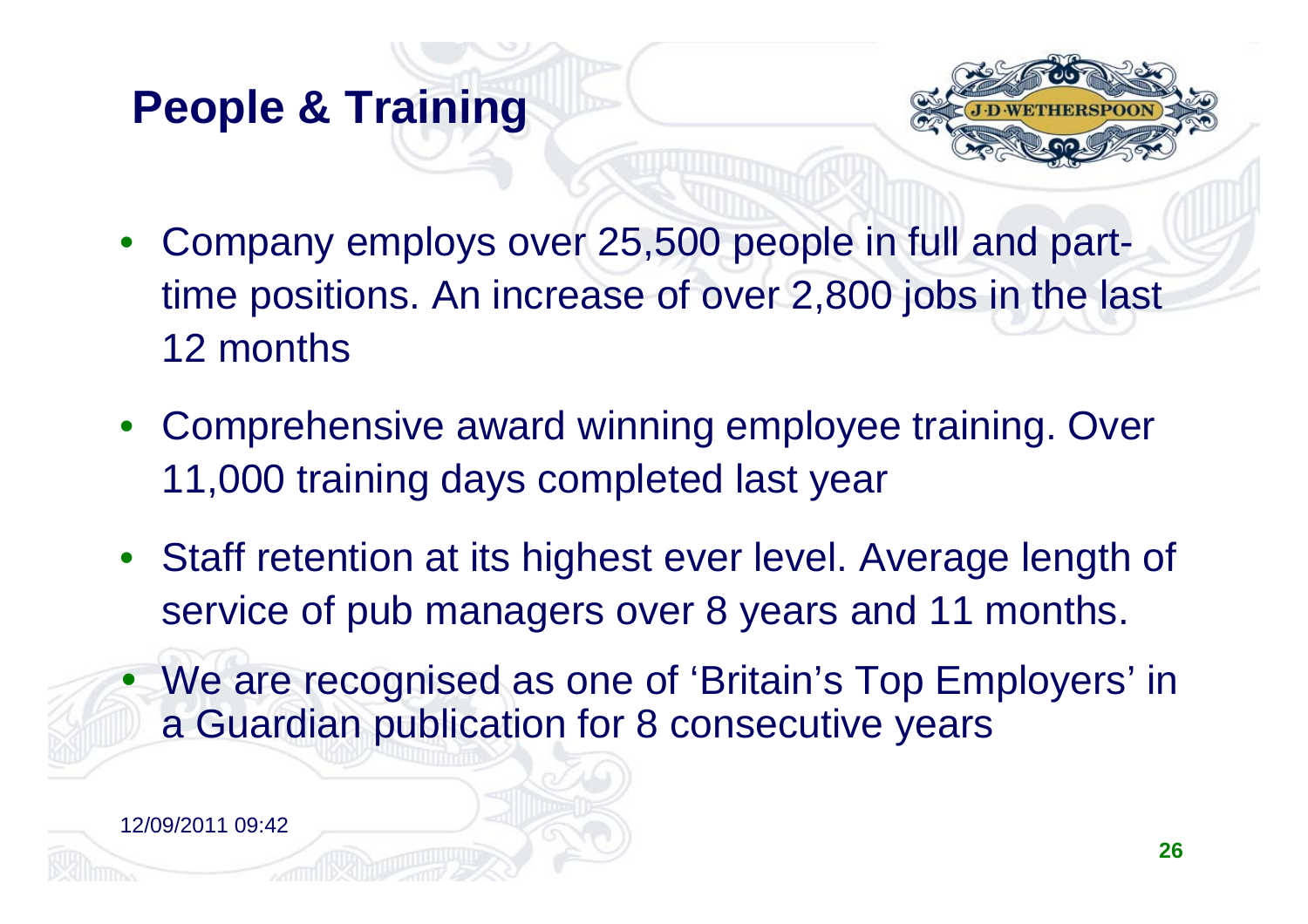# People & Training

- Company employs over 25,500 people in full and part-time positions. An increase of over 2,800 jobs in the last 12 months
- Comprehensive award winning employee training. Over 11,000 training days completed last year
- Staff retention at its highest ever level. Average length of service of pub managers over 8 years and 11 months.
- We are recognised as one of 'Britain's Top Employers' in a Guardian publication for 8 consecutive years

12/09/2011 09:42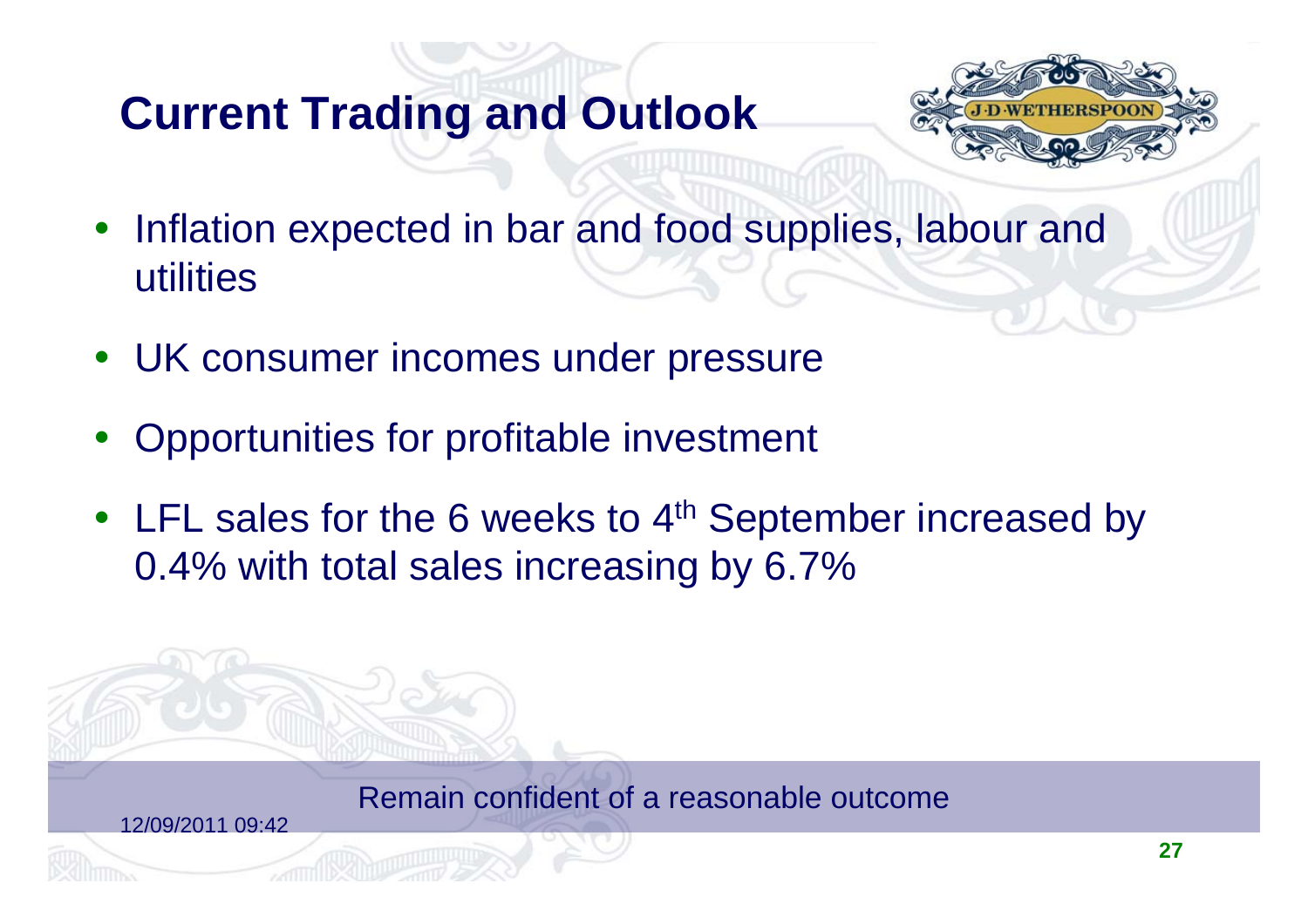# Current Trading and Outlook

- Inflation expected in bar and food supplies, labour and utilities
- UK consumer incomes under pressure
- Opportunities for profitable investment
- LFL sales for the 6 weeks to 4th September increased by 0.4% with total sales increasing by 6.7%

Remain confident of a reasonable outcome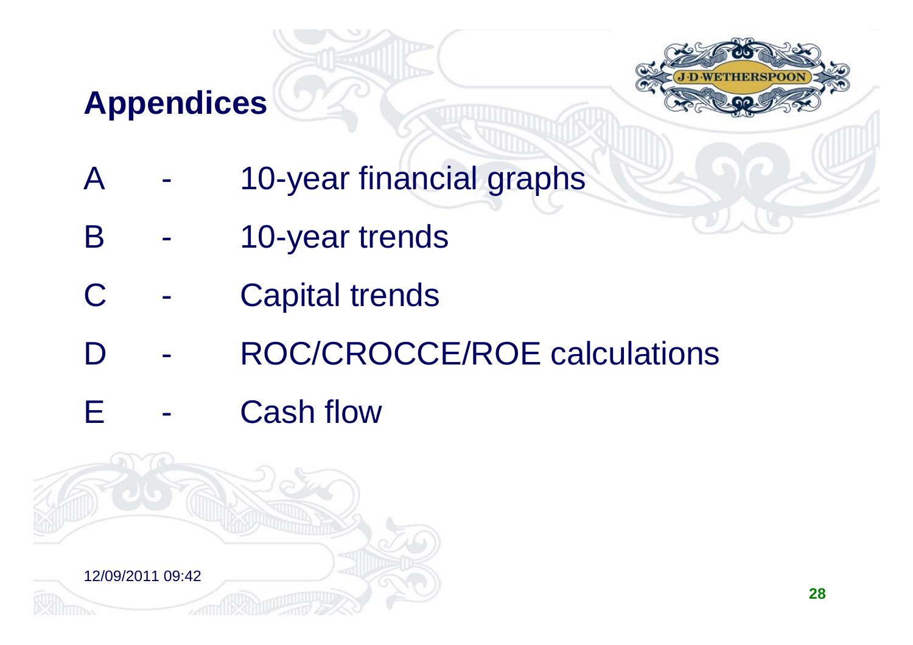# Appendices

- A - 10-year financial graphs
- B - 10-year trends
- C - Capital trends
- D - ROC/CROCCE/ROE calculations
- E - Cash flow

12/09/2011 09:42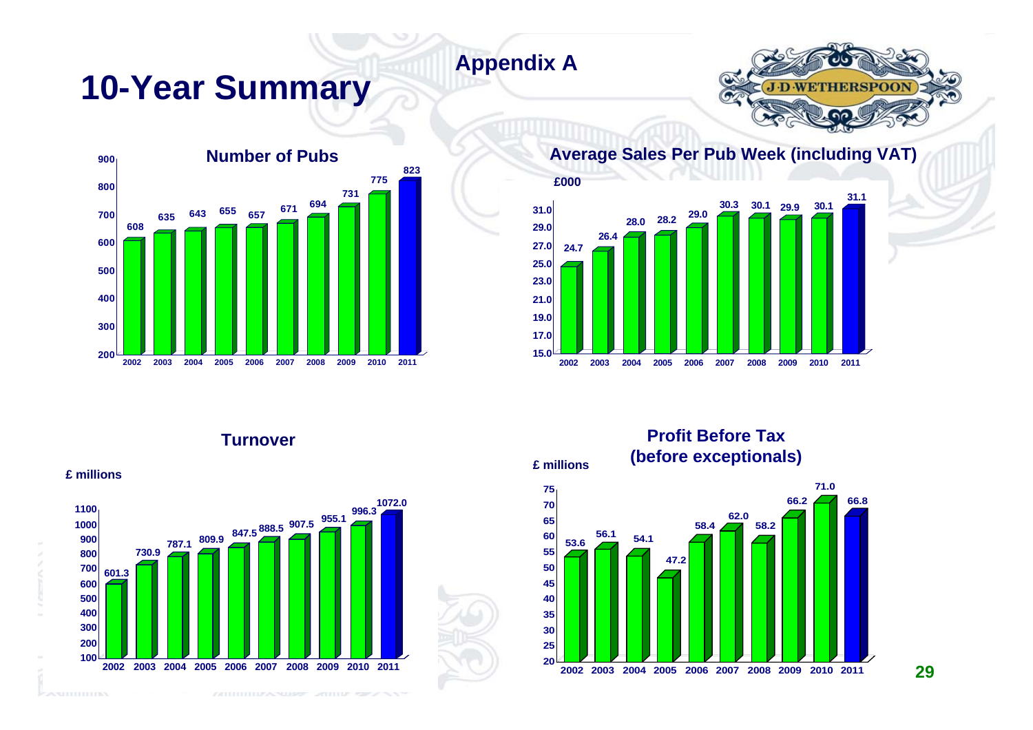# Appendix A

# 10-Year Summary

### Number of Pubs

| Year | 2002 | 2003 | 2004 | 2005 | 2006 | 2007 | 2008 | 2009 | 2010 | 2011 |
|---|---|---|---|---|---|---|---|---|---|---|
| Number of Pubs | 608 | 635 | 643 | 655 | 657 | 671 | 694 | 731 | 775 | 823 |

### Average Sales Per Pub Week (including VAT)

£000

| Year | 2002 | 2003 | 2004 | 2005 | 2006 | 2007 | 2008 | 2009 | 2010 | 2011 |
|---|---|---|---|---|---|---|---|---|---|---|
| Average Sales Per Pub Week | 24.7 | 26.4 | 28.0 | 28.2 | 29.0 | 30.3 | 30.1 | 29.9 | 30.1 | 31.1 |

### Turnover

£ millions

| Year | 2002 | 2003 | 2004 | 2005 | 2006 | 2007 | 2008 | 2009 | 2010 | 2011 |
|---|---|---|---|---|---|---|---|---|---|---|
| Turnover | 601.3 | 730.9 | 787.1 | 809.9 | 847.5 | 888.5 | 907.5 | 955.1 | 996.3 | 1072.0 |

### Profit Before Tax (before exceptionals)

£ millions

| Year | 2002 | 2003 | 2004 | 2005 | 2006 | 2007 | 2008 | 2009 | 2010 | 2011 |
|---|---|---|---|---|---|---|---|---|---|---|
| Profit Before Tax | 53.6 | 56.1 | 54.1 | 47.2 | 58.4 | 62.0 | 58.2 | 66.2 | 71.0 | 66.8 |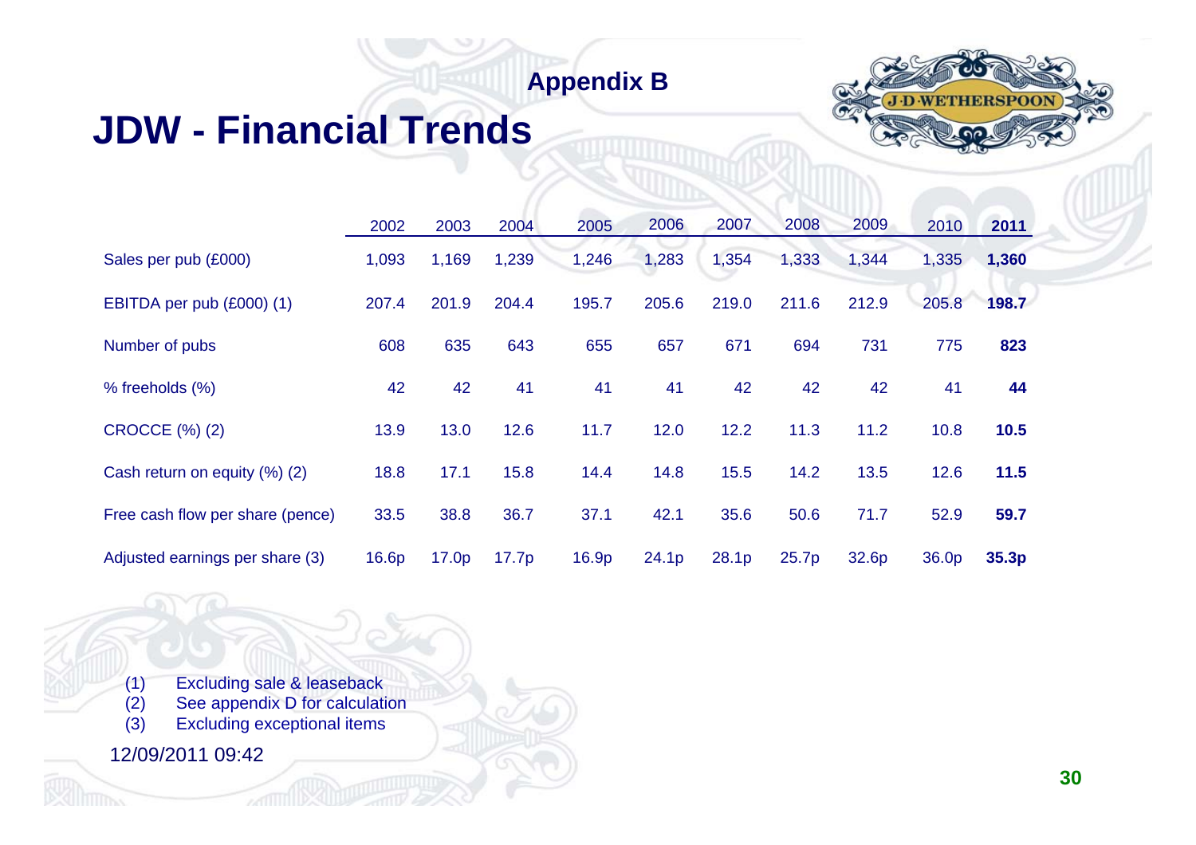Appendix B

# JDW - Financial Trends

| | 2002 | 2003 | 2004 | 2005 | 2006 | 2007 | 2008 | 2009 | 2010 | **2011** |
|---|---|---|---|---|---|---|---|---|---|---|
| Sales per pub (£000) | 1,093 | 1,169 | 1,239 | 1,246 | 1,283 | 1,354 | 1,333 | 1,344 | 1,335 | **1,360** |
| EBITDA per pub (£000) (1) | 207.4 | 201.9 | 204.4 | 195.7 | 205.6 | 219.0 | 211.6 | 212.9 | 205.8 | **198.7** |
| Number of pubs | 608 | 635 | 643 | 655 | 657 | 671 | 694 | 731 | 775 | **823** |
| % freeholds (%) | 42 | 42 | 41 | 41 | 41 | 42 | 42 | 42 | 41 | **44** |
| CROCCE (%) (2) | 13.9 | 13.0 | 12.6 | 11.7 | 12.0 | 12.2 | 11.3 | 11.2 | 10.8 | **10.5** |
| Cash return on equity (%) (2) | 18.8 | 17.1 | 15.8 | 14.4 | 14.8 | 15.5 | 14.2 | 13.5 | 12.6 | **11.5** |
| Free cash flow per share (pence) | 33.5 | 38.8 | 36.7 | 37.1 | 42.1 | 35.6 | 50.6 | 71.7 | 52.9 | **59.7** |
| Adjusted earnings per share (3) | 16.6p | 17.0p | 17.7p | 16.9p | 24.1p | 28.1p | 25.7p | 32.6p | 36.0p | **35.3p** |

(1) Excluding sale & leaseback
(2) See appendix D for calculation
(3) Excluding exceptional items

12/09/2011 09:42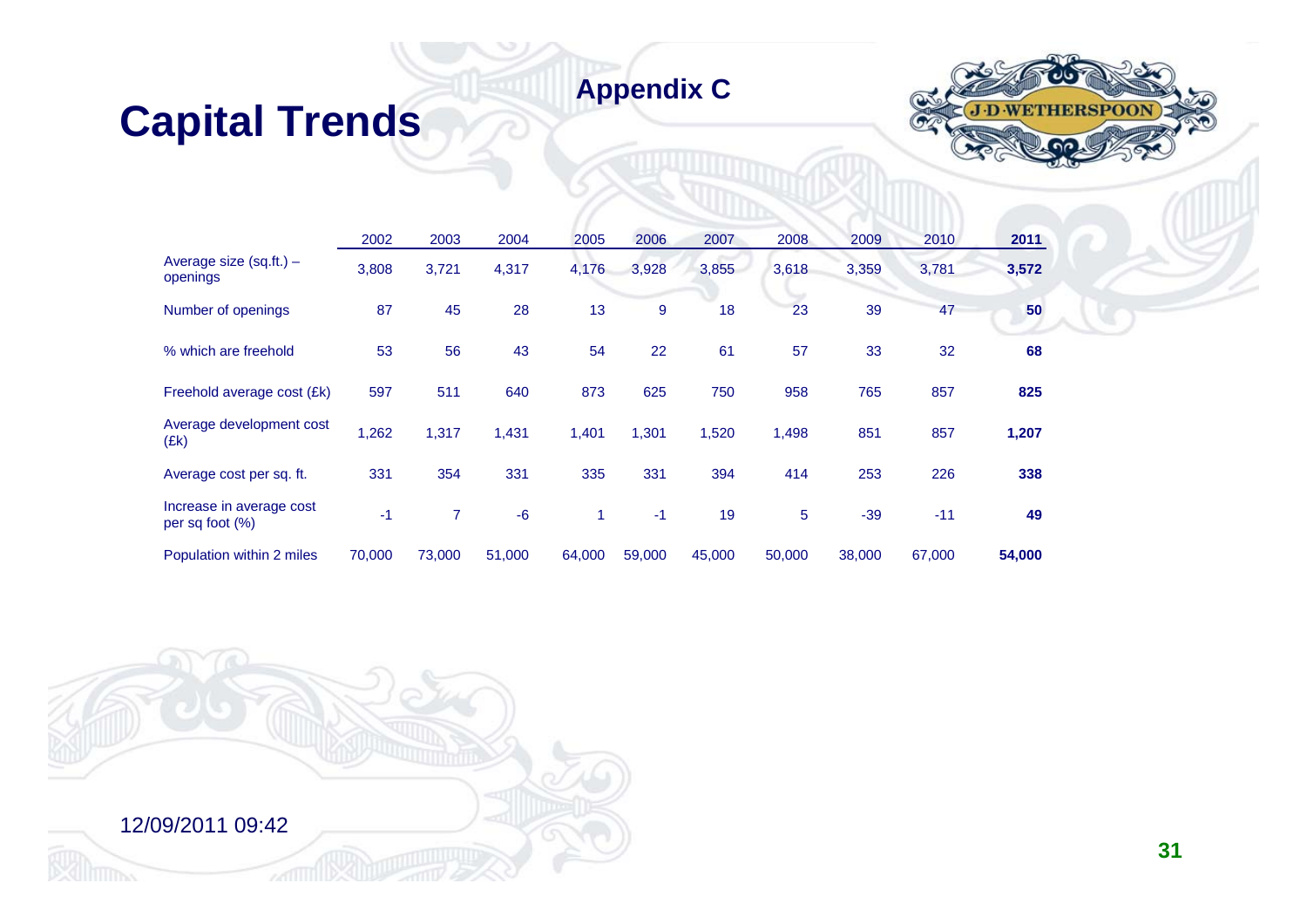# Capital Trends

## Appendix C

| | 2002 | 2003 | 2004 | 2005 | 2006 | 2007 | 2008 | 2009 | 2010 | **2011** |
|---|---|---|---|---|---|---|---|---|---|---|
| Average size (sq.ft.) – openings | 3,808 | 3,721 | 4,317 | 4,176 | 3,928 | 3,855 | 3,618 | 3,359 | 3,781 | **3,572** |
| Number of openings | 87 | 45 | 28 | 13 | 9 | 18 | 23 | 39 | 47 | **50** |
| % which are freehold | 53 | 56 | 43 | 54 | 22 | 61 | 57 | 33 | 32 | **68** |
| Freehold average cost (£k) | 597 | 511 | 640 | 873 | 625 | 750 | 958 | 765 | 857 | **825** |
| Average development cost (£k) | 1,262 | 1,317 | 1,431 | 1,401 | 1,301 | 1,520 | 1,498 | 851 | 857 | **1,207** |
| Average cost per sq. ft. | 331 | 354 | 331 | 335 | 331 | 394 | 414 | 253 | 226 | **338** |
| Increase in average cost per sq foot (%) | -1 | 7 | -6 | 1 | -1 | 19 | 5 | -39 | -11 | **49** |
| Population within 2 miles | 70,000 | 73,000 | 51,000 | 64,000 | 59,000 | 45,000 | 50,000 | 38,000 | 67,000 | **54,000** |

12/09/2011 09:42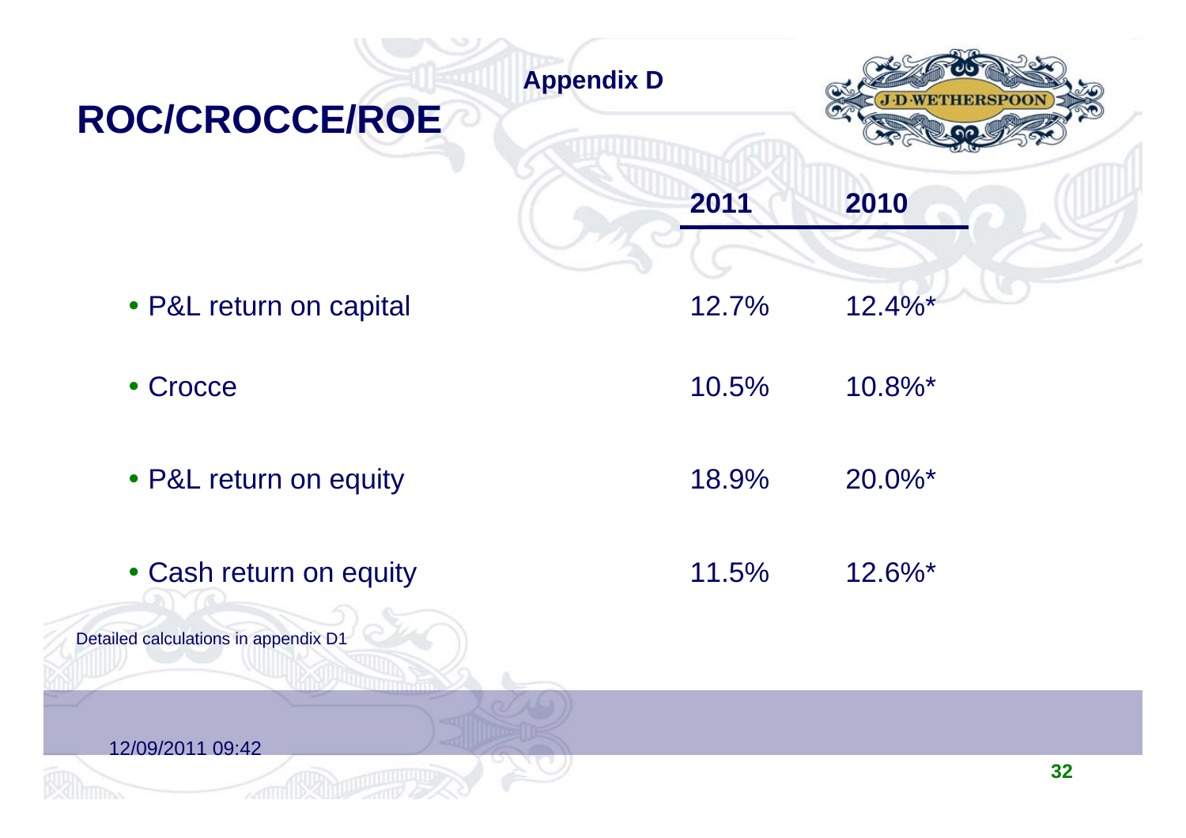Appendix D

# ROC/CROCCE/ROE

| | 2011 | 2010 |
|---|---|---|
| • P&L return on capital | 12.7% | 12.4%* |
| • Crocce | 10.5% | 10.8%* |
| • P&L return on equity | 18.9% | 20.0%* |
| • Cash return on equity | 11.5% | 12.6%* |

Detailed calculations in appendix D1

12/09/2011 09:42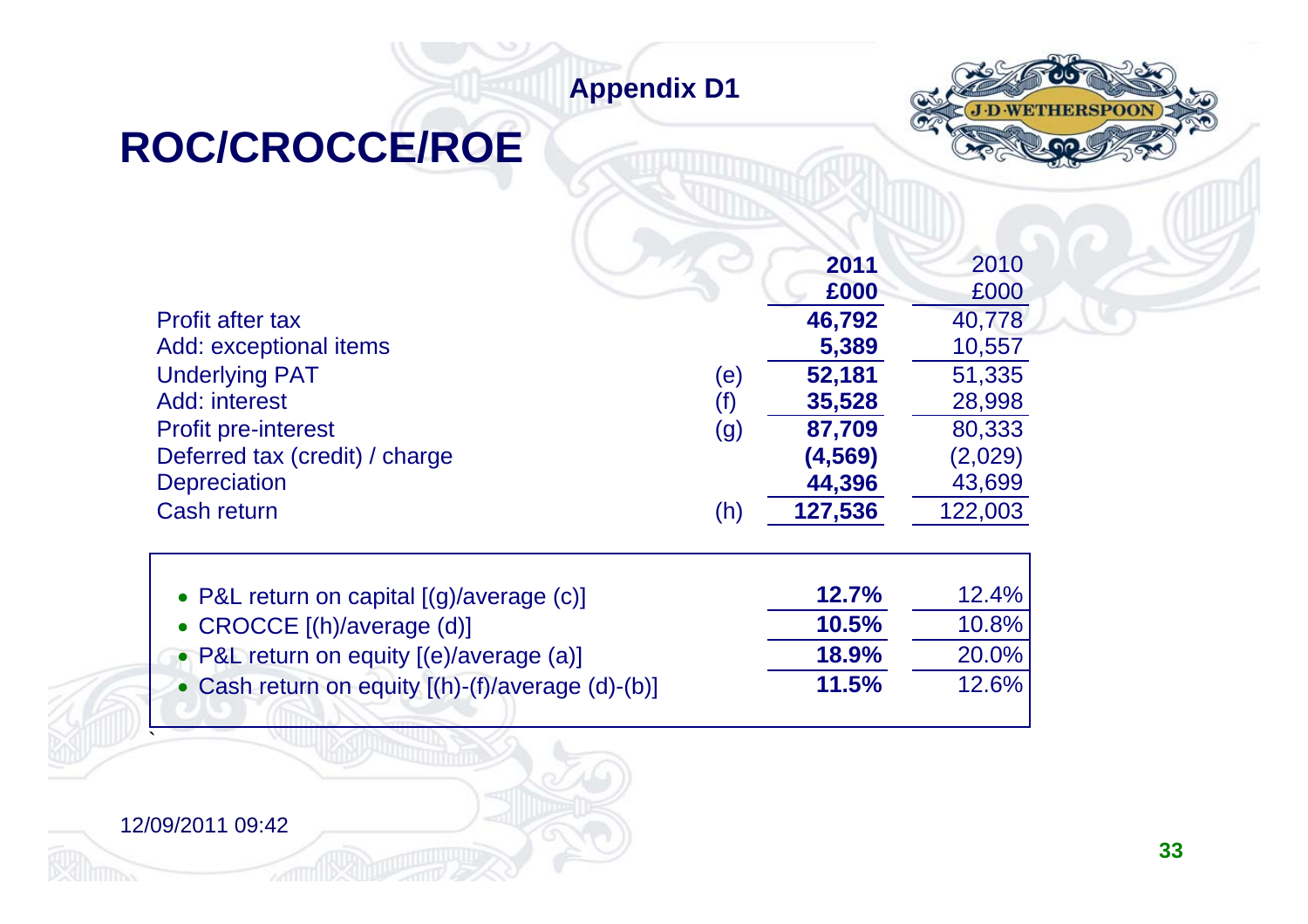Appendix D1

# ROC/CROCCE/ROE

| | | 2011 £000 | 2010 £000 |
|---|---|---|---|
| Profit after tax | | **46,792** | 40,778 |
| Add: exceptional items | | **5,389** | 10,557 |
| Underlying PAT | (e) | **52,181** | 51,335 |
| Add: interest | (f) | **35,528** | 28,998 |
| Profit pre-interest | (g) | **87,709** | 80,333 |
| Deferred tax (credit) / charge | | **(4,569)** | (2,029) |
| Depreciation | | **44,396** | 43,699 |
| Cash return | (h) | **127,536** | 122,003 |

| | 2011 | 2010 |
|---|---|---|
| • P&L return on capital [(g)/average (c)] | **12.7%** | 12.4% |
| • CROCCE [(h)/average (d)] | **10.5%** | 10.8% |
| • P&L return on equity [(e)/average (a)] | **18.9%** | 20.0% |
| • Cash return on equity [(h)-(f)/average (d)-(b)] | **11.5%** | 12.6% |

12/09/2011 09:42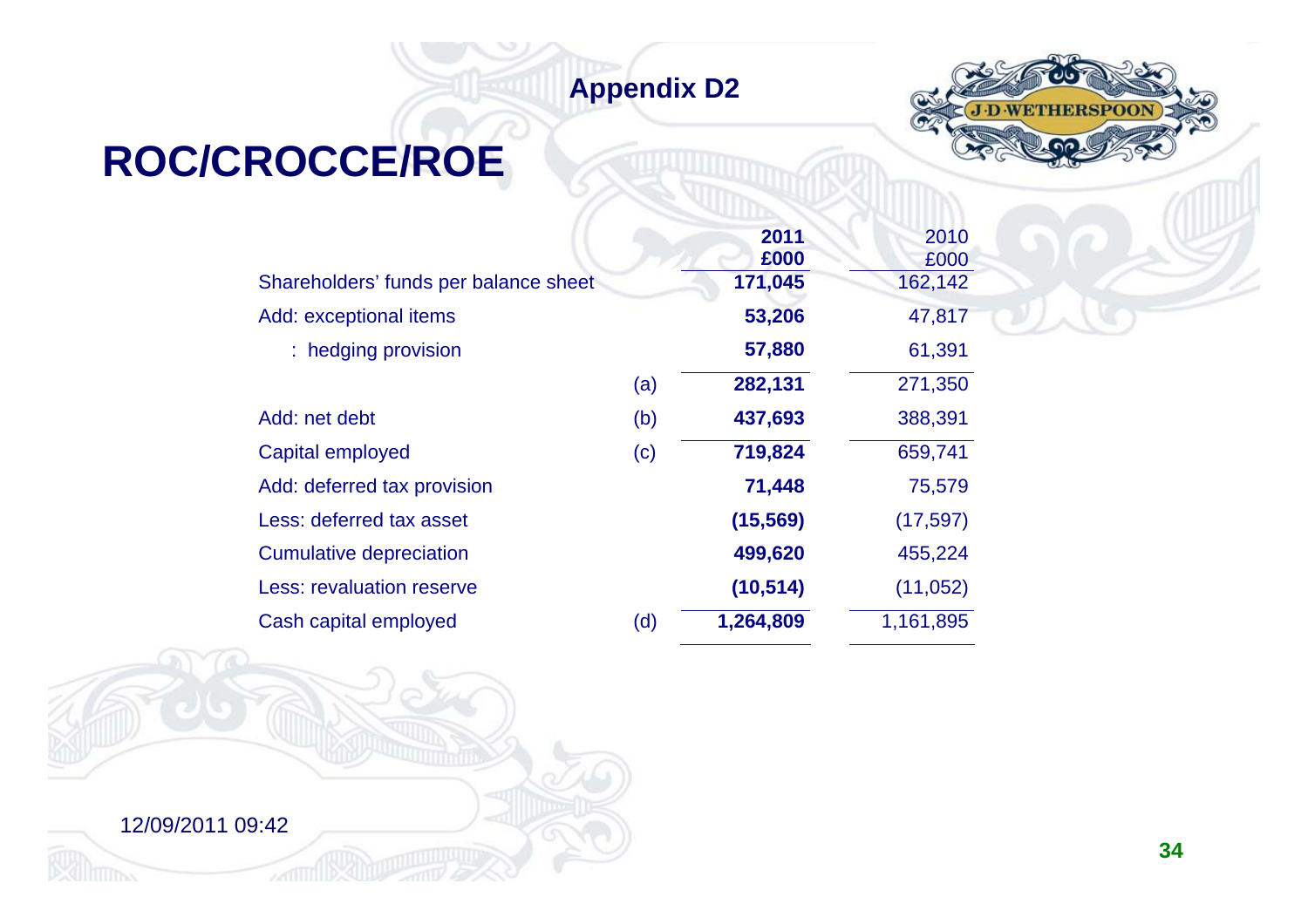Appendix D2

# ROC/CROCCE/ROE

| | | 2011 £000 | 2010 £000 |
|---|---|---|---|
| Shareholders' funds per balance sheet | | **171,045** | 162,142 |
| Add: exceptional items | | **53,206** | 47,817 |
| : hedging provision | | **57,880** | 61,391 |
| | (a) | **282,131** | 271,350 |
| Add: net debt | (b) | **437,693** | 388,391 |
| Capital employed | (c) | **719,824** | 659,741 |
| Add: deferred tax provision | | **71,448** | 75,579 |
| Less: deferred tax asset | | **(15,569)** | (17,597) |
| Cumulative depreciation | | **499,620** | 455,224 |
| Less: revaluation reserve | | **(10,514)** | (11,052) |
| Cash capital employed | (d) | **1,264,809** | 1,161,895 |

12/09/2011 09:42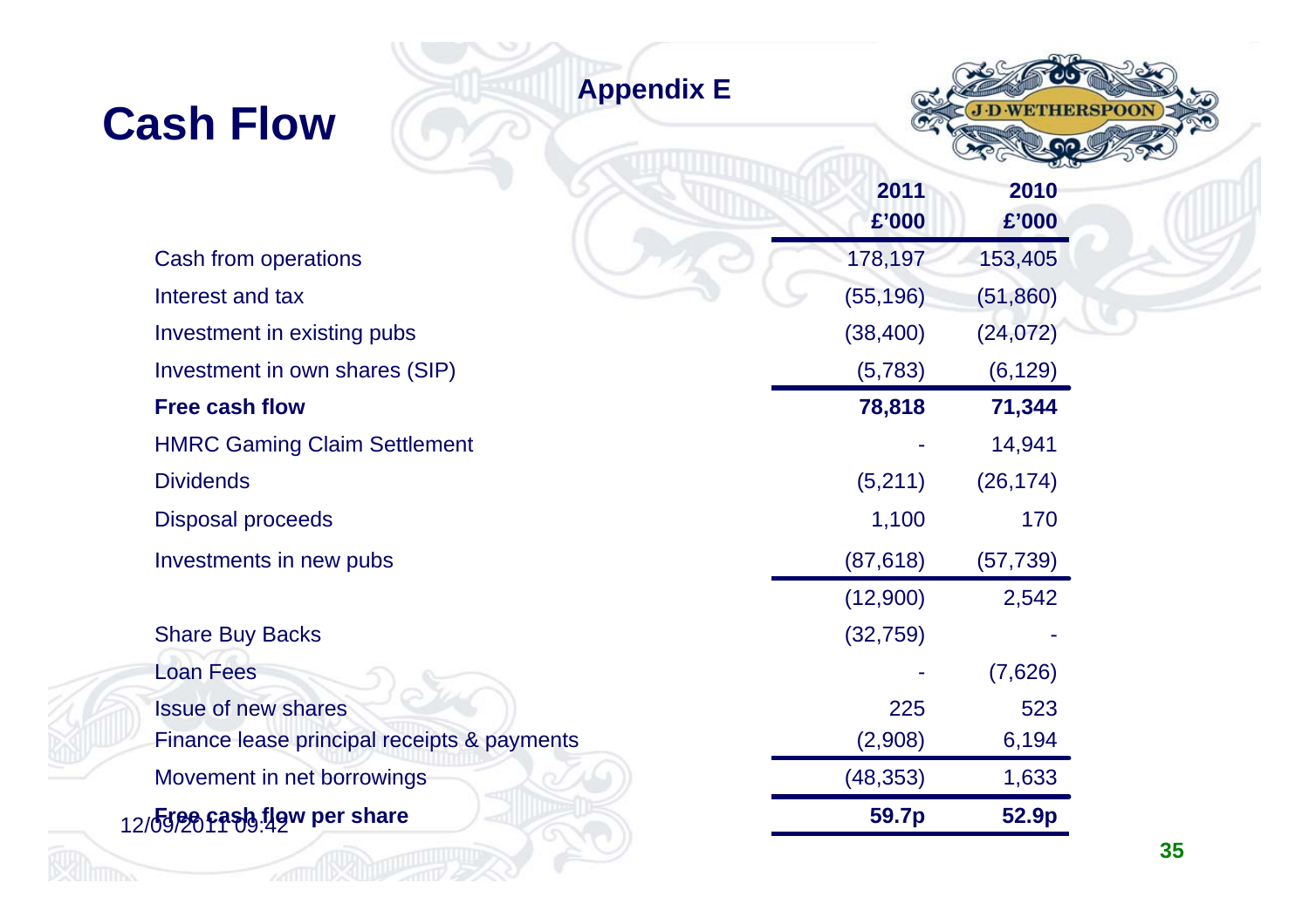# Cash Flow

**Appendix E**

| | 2011 £'000 | 2010 £'000 |
|---|---|---|
| Cash from operations | 178,197 | 153,405 |
| Interest and tax | (55,196) | (51,860) |
| Investment in existing pubs | (38,400) | (24,072) |
| Investment in own shares (SIP) | (5,783) | (6,129) |
| **Free cash flow** | **78,818** | **71,344** |
| HMRC Gaming Claim Settlement | - | 14,941 |
| Dividends | (5,211) | (26,174) |
| Disposal proceeds | 1,100 | 170 |
| Investments in new pubs | (87,618) | (57,739) |
| | (12,900) | 2,542 |
| Share Buy Backs | (32,759) | - |
| Loan Fees | - | (7,626) |
| Issue of new shares | 225 | 523 |
| Finance lease principal receipts & payments | (2,908) | 6,194 |
| Movement in net borrowings | (48,353) | 1,633 |
| **Free cash flow per share** | **59.7p** | **52.9p** |

12/09/2011 09:42